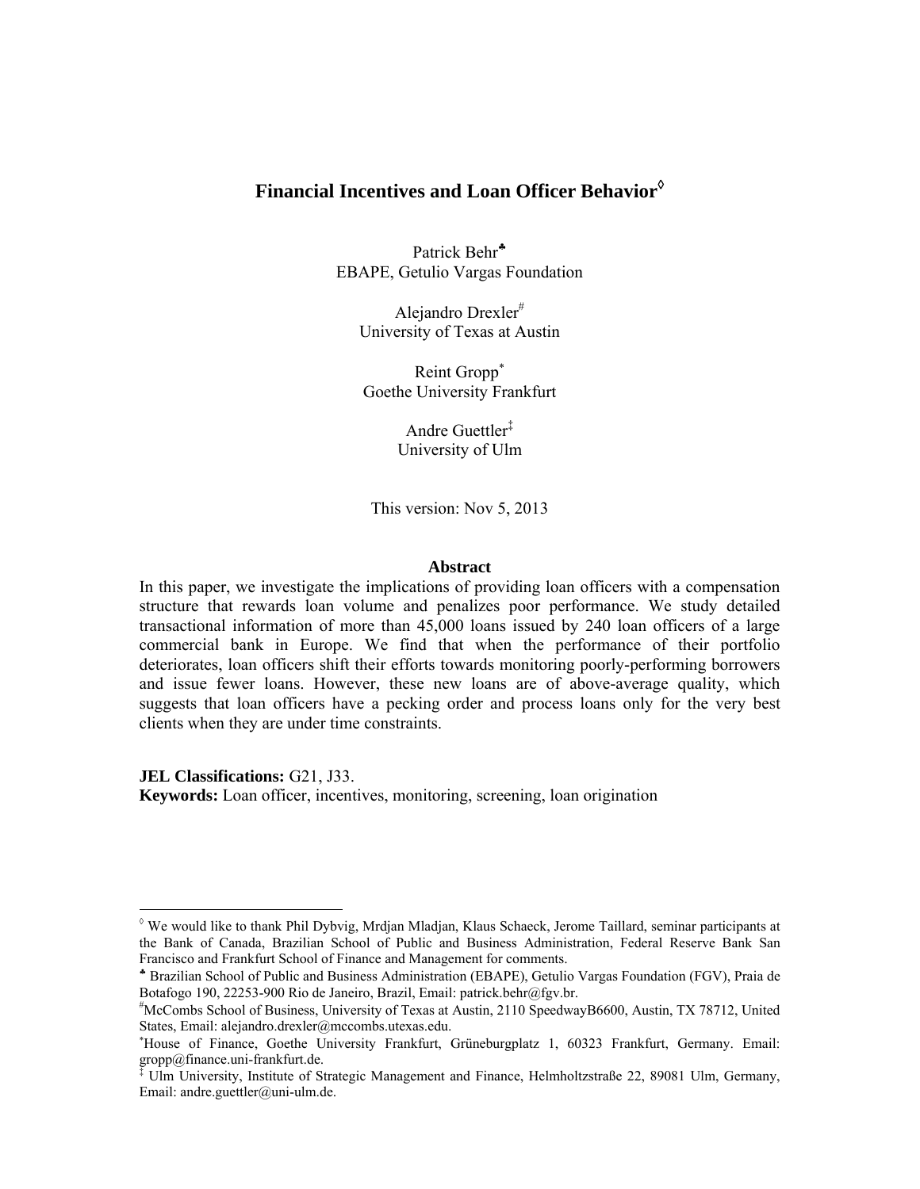# Financial Incentives and Loan Officer Behavior[◊]

Patrick Behr[♣]
EBAPE, Getulio Vargas Foundation

Alejandro Drexler[#]
University of Texas at Austin

Reint Gropp[*]
Goethe University Frankfurt

Andre Guettler[‡]
University of Ulm

This version: Nov 5, 2013

## Abstract

In this paper, we investigate the implications of providing loan officers with a compensation structure that rewards loan volume and penalizes poor performance. We study detailed transactional information of more than 45,000 loans issued by 240 loan officers of a large commercial bank in Europe. We find that when the performance of their portfolio deteriorates, loan officers shift their efforts towards monitoring poorly-performing borrowers and issue fewer loans. However, these new loans are of above-average quality, which suggests that loan officers have a pecking order and process loans only for the very best clients when they are under time constraints.

**JEL Classifications:** G21, J33.
**Keywords:** Loan officer, incentives, monitoring, screening, loan origination

---

[◊] We would like to thank Phil Dybvig, Mrdjan Mladjan, Klaus Schaeck, Jerome Taillard, seminar participants at the Bank of Canada, Brazilian School of Public and Business Administration, Federal Reserve Bank San Francisco and Frankfurt School of Finance and Management for comments.

[♣] Brazilian School of Public and Business Administration (EBAPE), Getulio Vargas Foundation (FGV), Praia de Botafogo 190, 22253-900 Rio de Janeiro, Brazil, Email: patrick.behr@fgv.br.

[#] McCombs School of Business, University of Texas at Austin, 2110 SpeedwayB6600, Austin, TX 78712, United States, Email: alejandro.drexler@mccombs.utexas.edu.

[*] House of Finance, Goethe University Frankfurt, Grüneburgplatz 1, 60323 Frankfurt, Germany. Email: gropp@finance.uni-frankfurt.de.

[‡] Ulm University, Institute of Strategic Management and Finance, Helmholtzstraße 22, 89081 Ulm, Germany, Email: andre.guettler@uni-ulm.de.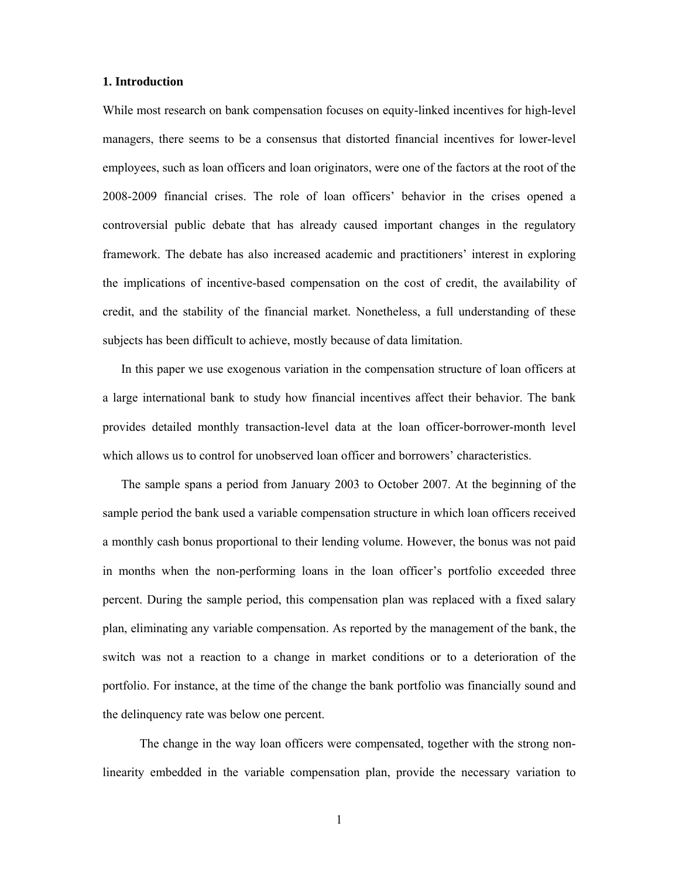## 1. Introduction

While most research on bank compensation focuses on equity-linked incentives for high-level managers, there seems to be a consensus that distorted financial incentives for lower-level employees, such as loan officers and loan originators, were one of the factors at the root of the 2008-2009 financial crises. The role of loan officers' behavior in the crises opened a controversial public debate that has already caused important changes in the regulatory framework. The debate has also increased academic and practitioners' interest in exploring the implications of incentive-based compensation on the cost of credit, the availability of credit, and the stability of the financial market. Nonetheless, a full understanding of these subjects has been difficult to achieve, mostly because of data limitation.

In this paper we use exogenous variation in the compensation structure of loan officers at a large international bank to study how financial incentives affect their behavior. The bank provides detailed monthly transaction-level data at the loan officer-borrower-month level which allows us to control for unobserved loan officer and borrowers' characteristics.

The sample spans a period from January 2003 to October 2007. At the beginning of the sample period the bank used a variable compensation structure in which loan officers received a monthly cash bonus proportional to their lending volume. However, the bonus was not paid in months when the non-performing loans in the loan officer's portfolio exceeded three percent. During the sample period, this compensation plan was replaced with a fixed salary plan, eliminating any variable compensation. As reported by the management of the bank, the switch was not a reaction to a change in market conditions or to a deterioration of the portfolio. For instance, at the time of the change the bank portfolio was financially sound and the delinquency rate was below one percent.

The change in the way loan officers were compensated, together with the strong non-linearity embedded in the variable compensation plan, provide the necessary variation to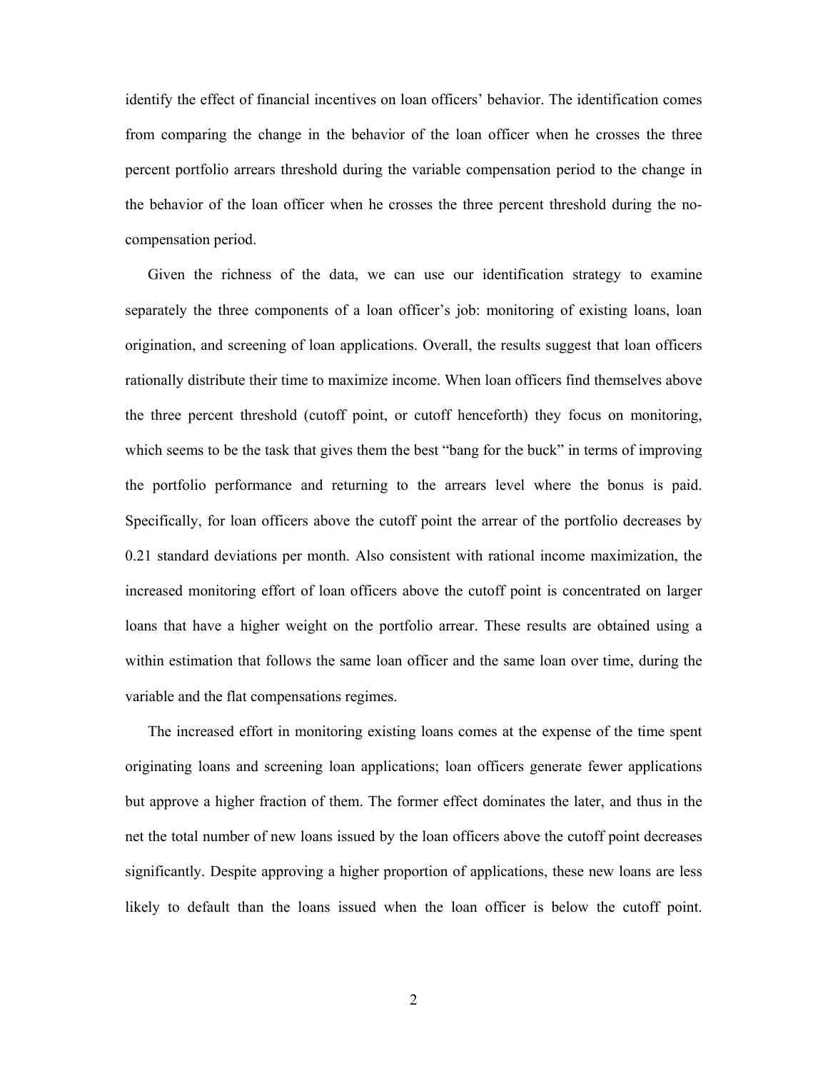identify the effect of financial incentives on loan officers' behavior. The identification comes from comparing the change in the behavior of the loan officer when he crosses the three percent portfolio arrears threshold during the variable compensation period to the change in the behavior of the loan officer when he crosses the three percent threshold during the no-compensation period.

Given the richness of the data, we can use our identification strategy to examine separately the three components of a loan officer's job: monitoring of existing loans, loan origination, and screening of loan applications. Overall, the results suggest that loan officers rationally distribute their time to maximize income. When loan officers find themselves above the three percent threshold (cutoff point, or cutoff henceforth) they focus on monitoring, which seems to be the task that gives them the best "bang for the buck" in terms of improving the portfolio performance and returning to the arrears level where the bonus is paid. Specifically, for loan officers above the cutoff point the arrear of the portfolio decreases by 0.21 standard deviations per month. Also consistent with rational income maximization, the increased monitoring effort of loan officers above the cutoff point is concentrated on larger loans that have a higher weight on the portfolio arrear. These results are obtained using a within estimation that follows the same loan officer and the same loan over time, during the variable and the flat compensations regimes.

The increased effort in monitoring existing loans comes at the expense of the time spent originating loans and screening loan applications; loan officers generate fewer applications but approve a higher fraction of them. The former effect dominates the later, and thus in the net the total number of new loans issued by the loan officers above the cutoff point decreases significantly. Despite approving a higher proportion of applications, these new loans are less likely to default than the loans issued when the loan officer is below the cutoff point.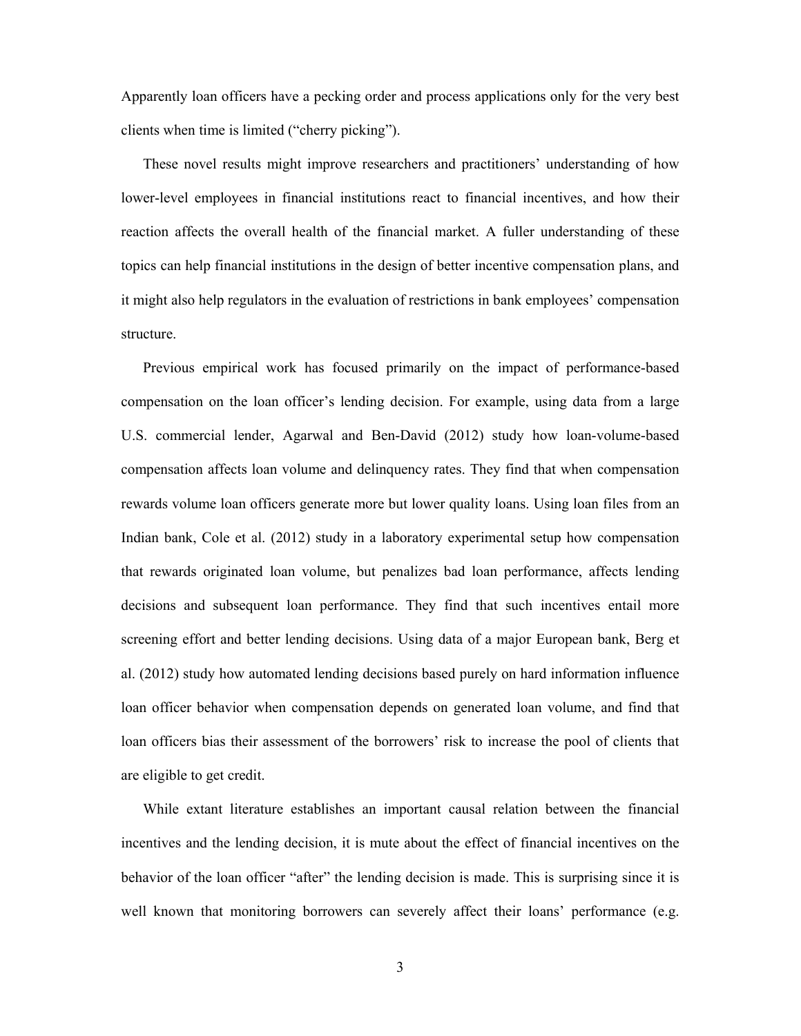Apparently loan officers have a pecking order and process applications only for the very best clients when time is limited ("cherry picking").

These novel results might improve researchers and practitioners' understanding of how lower-level employees in financial institutions react to financial incentives, and how their reaction affects the overall health of the financial market. A fuller understanding of these topics can help financial institutions in the design of better incentive compensation plans, and it might also help regulators in the evaluation of restrictions in bank employees' compensation structure.

Previous empirical work has focused primarily on the impact of performance-based compensation on the loan officer's lending decision. For example, using data from a large U.S. commercial lender, Agarwal and Ben-David (2012) study how loan-volume-based compensation affects loan volume and delinquency rates. They find that when compensation rewards volume loan officers generate more but lower quality loans. Using loan files from an Indian bank, Cole et al. (2012) study in a laboratory experimental setup how compensation that rewards originated loan volume, but penalizes bad loan performance, affects lending decisions and subsequent loan performance. They find that such incentives entail more screening effort and better lending decisions. Using data of a major European bank, Berg et al. (2012) study how automated lending decisions based purely on hard information influence loan officer behavior when compensation depends on generated loan volume, and find that loan officers bias their assessment of the borrowers' risk to increase the pool of clients that are eligible to get credit.

While extant literature establishes an important causal relation between the financial incentives and the lending decision, it is mute about the effect of financial incentives on the behavior of the loan officer "after" the lending decision is made. This is surprising since it is well known that monitoring borrowers can severely affect their loans' performance (e.g.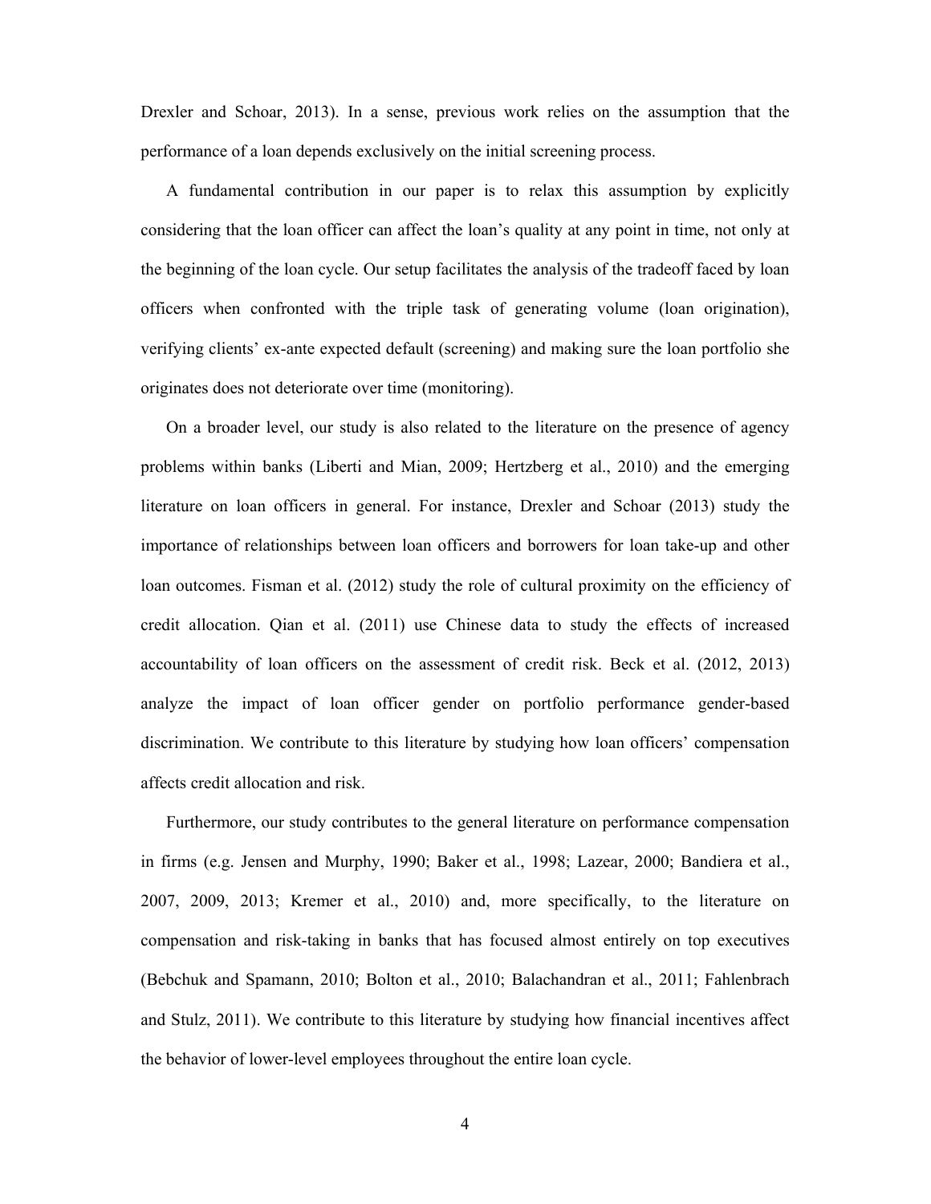Drexler and Schoar, 2013). In a sense, previous work relies on the assumption that the performance of a loan depends exclusively on the initial screening process.

A fundamental contribution in our paper is to relax this assumption by explicitly considering that the loan officer can affect the loan's quality at any point in time, not only at the beginning of the loan cycle. Our setup facilitates the analysis of the tradeoff faced by loan officers when confronted with the triple task of generating volume (loan origination), verifying clients' ex-ante expected default (screening) and making sure the loan portfolio she originates does not deteriorate over time (monitoring).

On a broader level, our study is also related to the literature on the presence of agency problems within banks (Liberti and Mian, 2009; Hertzberg et al., 2010) and the emerging literature on loan officers in general. For instance, Drexler and Schoar (2013) study the importance of relationships between loan officers and borrowers for loan take-up and other loan outcomes. Fisman et al. (2012) study the role of cultural proximity on the efficiency of credit allocation. Qian et al. (2011) use Chinese data to study the effects of increased accountability of loan officers on the assessment of credit risk. Beck et al. (2012, 2013) analyze the impact of loan officer gender on portfolio performance gender-based discrimination. We contribute to this literature by studying how loan officers' compensation affects credit allocation and risk.

Furthermore, our study contributes to the general literature on performance compensation in firms (e.g. Jensen and Murphy, 1990; Baker et al., 1998; Lazear, 2000; Bandiera et al., 2007, 2009, 2013; Kremer et al., 2010) and, more specifically, to the literature on compensation and risk-taking in banks that has focused almost entirely on top executives (Bebchuk and Spamann, 2010; Bolton et al., 2010; Balachandran et al., 2011; Fahlenbrach and Stulz, 2011). We contribute to this literature by studying how financial incentives affect the behavior of lower-level employees throughout the entire loan cycle.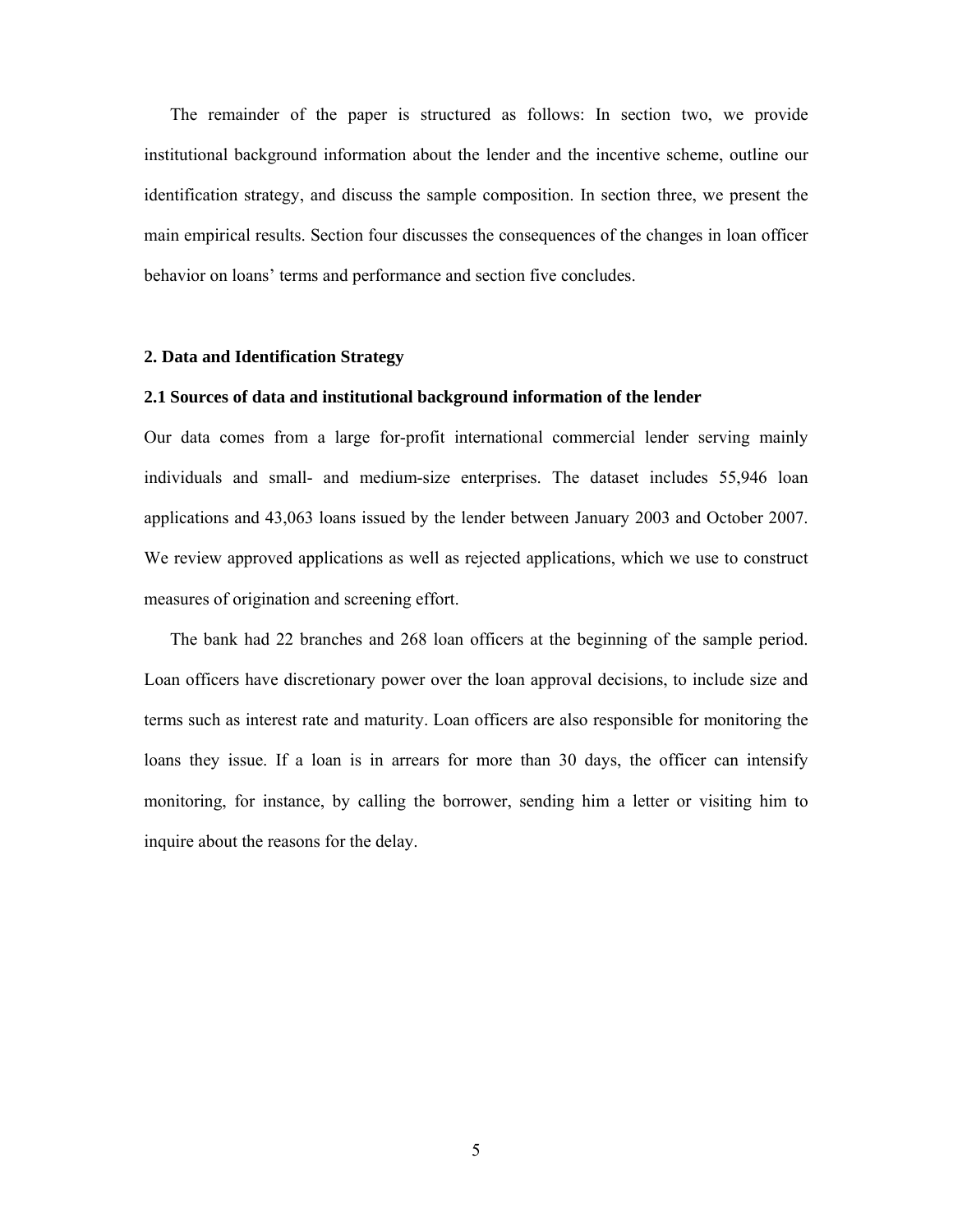The remainder of the paper is structured as follows: In section two, we provide institutional background information about the lender and the incentive scheme, outline our identification strategy, and discuss the sample composition. In section three, we present the main empirical results. Section four discusses the consequences of the changes in loan officer behavior on loans' terms and performance and section five concludes.

## 2. Data and Identification Strategy

### 2.1 Sources of data and institutional background information of the lender

Our data comes from a large for-profit international commercial lender serving mainly individuals and small- and medium-size enterprises. The dataset includes 55,946 loan applications and 43,063 loans issued by the lender between January 2003 and October 2007. We review approved applications as well as rejected applications, which we use to construct measures of origination and screening effort.

The bank had 22 branches and 268 loan officers at the beginning of the sample period. Loan officers have discretionary power over the loan approval decisions, to include size and terms such as interest rate and maturity. Loan officers are also responsible for monitoring the loans they issue. If a loan is in arrears for more than 30 days, the officer can intensify monitoring, for instance, by calling the borrower, sending him a letter or visiting him to inquire about the reasons for the delay.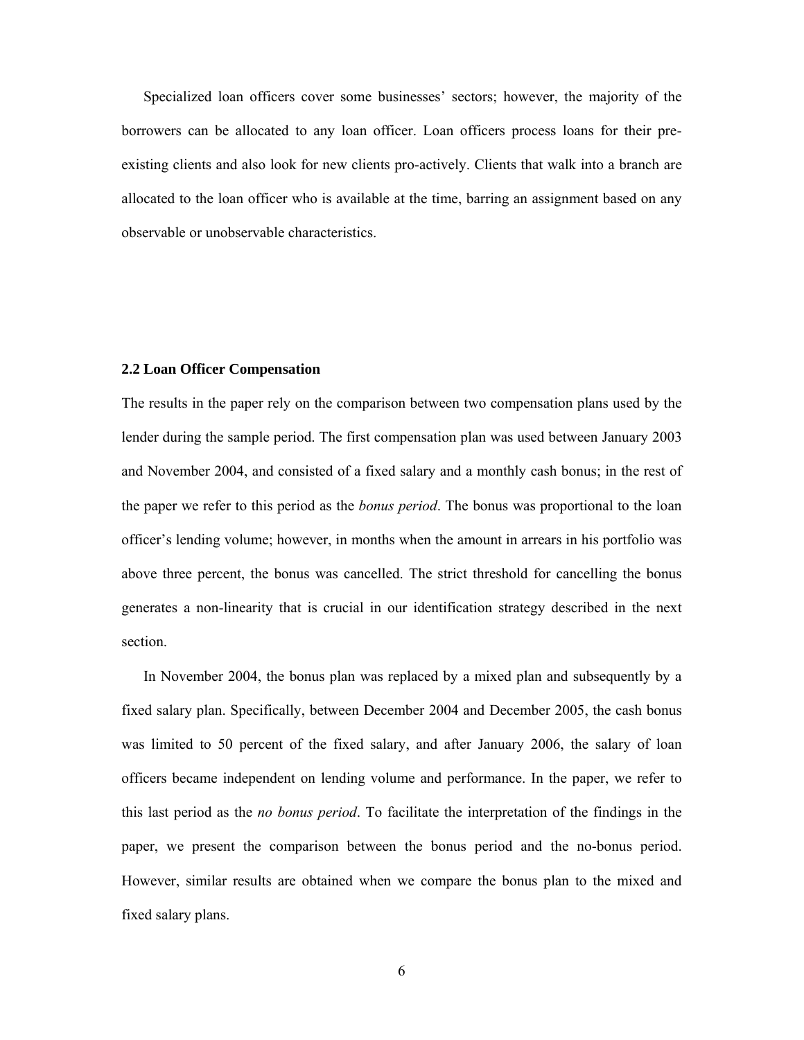Specialized loan officers cover some businesses' sectors; however, the majority of the borrowers can be allocated to any loan officer. Loan officers process loans for their pre-existing clients and also look for new clients pro-actively. Clients that walk into a branch are allocated to the loan officer who is available at the time, barring an assignment based on any observable or unobservable characteristics.

### 2.2 Loan Officer Compensation

The results in the paper rely on the comparison between two compensation plans used by the lender during the sample period. The first compensation plan was used between January 2003 and November 2004, and consisted of a fixed salary and a monthly cash bonus; in the rest of the paper we refer to this period as the *bonus period*. The bonus was proportional to the loan officer's lending volume; however, in months when the amount in arrears in his portfolio was above three percent, the bonus was cancelled. The strict threshold for cancelling the bonus generates a non-linearity that is crucial in our identification strategy described in the next section.

In November 2004, the bonus plan was replaced by a mixed plan and subsequently by a fixed salary plan. Specifically, between December 2004 and December 2005, the cash bonus was limited to 50 percent of the fixed salary, and after January 2006, the salary of loan officers became independent on lending volume and performance. In the paper, we refer to this last period as the *no bonus period*. To facilitate the interpretation of the findings in the paper, we present the comparison between the bonus period and the no-bonus period. However, similar results are obtained when we compare the bonus plan to the mixed and fixed salary plans.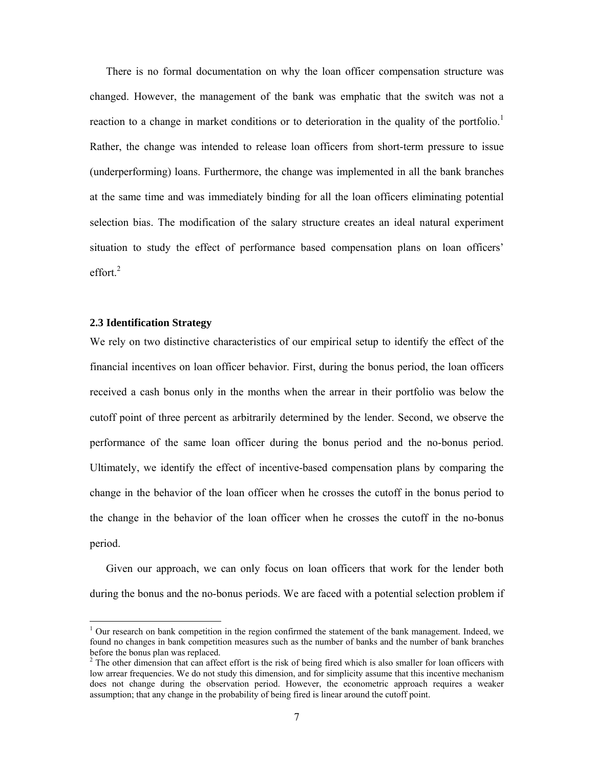There is no formal documentation on why the loan officer compensation structure was changed. However, the management of the bank was emphatic that the switch was not a reaction to a change in market conditions or to deterioration in the quality of the portfolio.[1] Rather, the change was intended to release loan officers from short-term pressure to issue (underperforming) loans. Furthermore, the change was implemented in all the bank branches at the same time and was immediately binding for all the loan officers eliminating potential selection bias. The modification of the salary structure creates an ideal natural experiment situation to study the effect of performance based compensation plans on loan officers' effort.[2]

### 2.3 Identification Strategy

We rely on two distinctive characteristics of our empirical setup to identify the effect of the financial incentives on loan officer behavior. First, during the bonus period, the loan officers received a cash bonus only in the months when the arrear in their portfolio was below the cutoff point of three percent as arbitrarily determined by the lender. Second, we observe the performance of the same loan officer during the bonus period and the no-bonus period. Ultimately, we identify the effect of incentive-based compensation plans by comparing the change in the behavior of the loan officer when he crosses the cutoff in the bonus period to the change in the behavior of the loan officer when he crosses the cutoff in the no-bonus period.

Given our approach, we can only focus on loan officers that work for the lender both during the bonus and the no-bonus periods. We are faced with a potential selection problem if

[1] Our research on bank competition in the region confirmed the statement of the bank management. Indeed, we found no changes in bank competition measures such as the number of banks and the number of bank branches before the bonus plan was replaced.

[2] The other dimension that can affect effort is the risk of being fired which is also smaller for loan officers with low arrear frequencies. We do not study this dimension, and for simplicity assume that this incentive mechanism does not change during the observation period. However, the econometric approach requires a weaker assumption; that any change in the probability of being fired is linear around the cutoff point.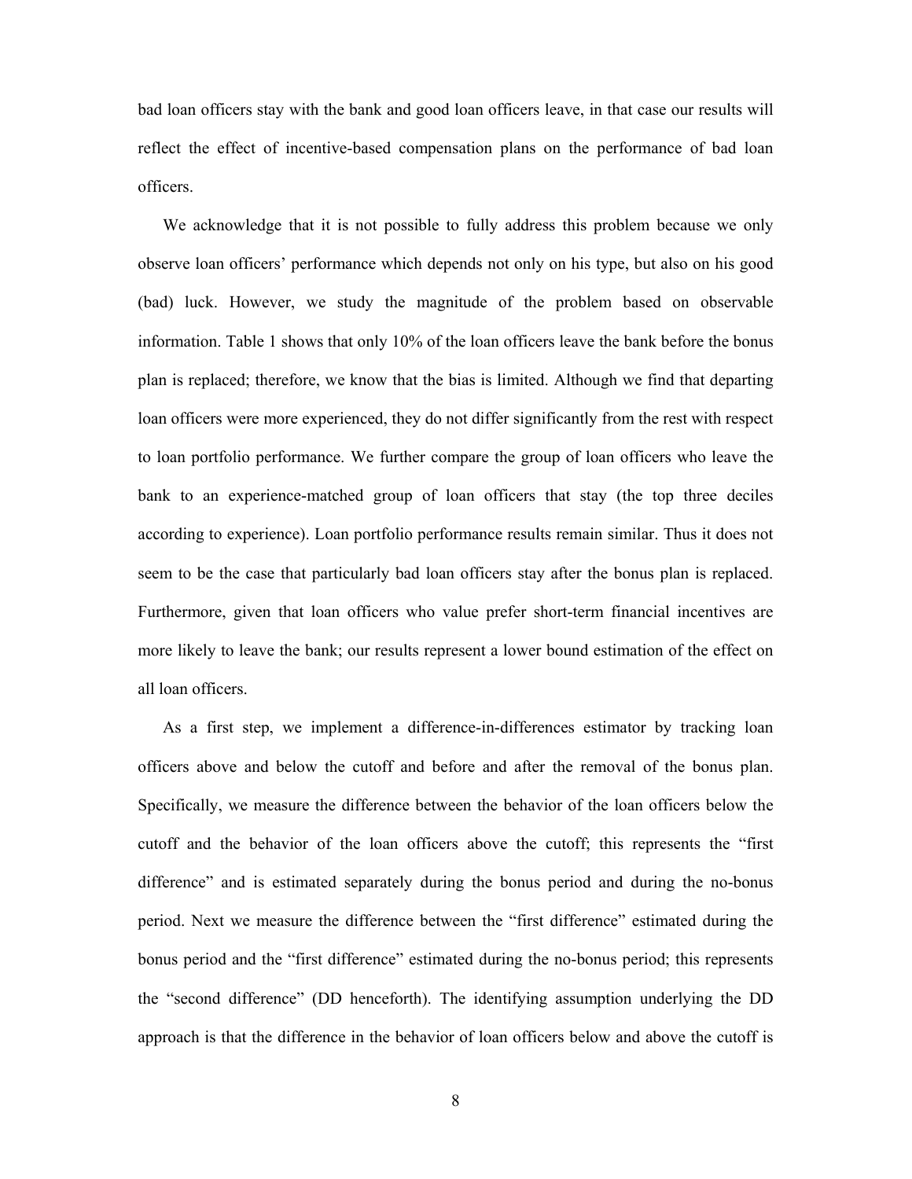bad loan officers stay with the bank and good loan officers leave, in that case our results will reflect the effect of incentive-based compensation plans on the performance of bad loan officers.

We acknowledge that it is not possible to fully address this problem because we only observe loan officers' performance which depends not only on his type, but also on his good (bad) luck. However, we study the magnitude of the problem based on observable information. Table 1 shows that only 10% of the loan officers leave the bank before the bonus plan is replaced; therefore, we know that the bias is limited. Although we find that departing loan officers were more experienced, they do not differ significantly from the rest with respect to loan portfolio performance. We further compare the group of loan officers who leave the bank to an experience-matched group of loan officers that stay (the top three deciles according to experience). Loan portfolio performance results remain similar. Thus it does not seem to be the case that particularly bad loan officers stay after the bonus plan is replaced. Furthermore, given that loan officers who value prefer short-term financial incentives are more likely to leave the bank; our results represent a lower bound estimation of the effect on all loan officers.

As a first step, we implement a difference-in-differences estimator by tracking loan officers above and below the cutoff and before and after the removal of the bonus plan. Specifically, we measure the difference between the behavior of the loan officers below the cutoff and the behavior of the loan officers above the cutoff; this represents the "first difference" and is estimated separately during the bonus period and during the no-bonus period. Next we measure the difference between the "first difference" estimated during the bonus period and the "first difference" estimated during the no-bonus period; this represents the "second difference" (DD henceforth). The identifying assumption underlying the DD approach is that the difference in the behavior of loan officers below and above the cutoff is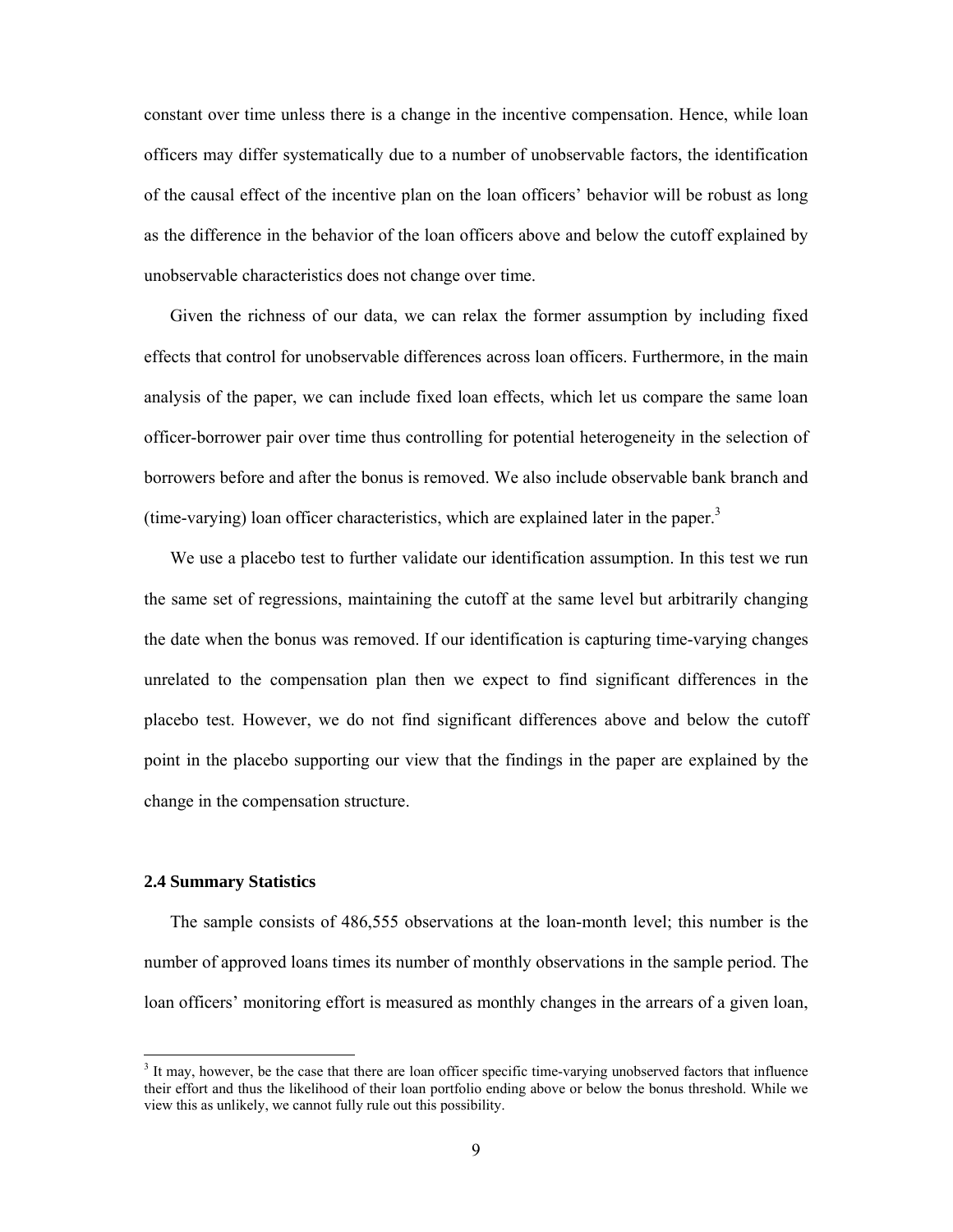constant over time unless there is a change in the incentive compensation. Hence, while loan officers may differ systematically due to a number of unobservable factors, the identification of the causal effect of the incentive plan on the loan officers' behavior will be robust as long as the difference in the behavior of the loan officers above and below the cutoff explained by unobservable characteristics does not change over time.

Given the richness of our data, we can relax the former assumption by including fixed effects that control for unobservable differences across loan officers. Furthermore, in the main analysis of the paper, we can include fixed loan effects, which let us compare the same loan officer-borrower pair over time thus controlling for potential heterogeneity in the selection of borrowers before and after the bonus is removed. We also include observable bank branch and (time-varying) loan officer characteristics, which are explained later in the paper.[3]

We use a placebo test to further validate our identification assumption. In this test we run the same set of regressions, maintaining the cutoff at the same level but arbitrarily changing the date when the bonus was removed. If our identification is capturing time-varying changes unrelated to the compensation plan then we expect to find significant differences in the placebo test. However, we do not find significant differences above and below the cutoff point in the placebo supporting our view that the findings in the paper are explained by the change in the compensation structure.

### 2.4 Summary Statistics

The sample consists of 486,555 observations at the loan-month level; this number is the number of approved loans times its number of monthly observations in the sample period. The loan officers' monitoring effort is measured as monthly changes in the arrears of a given loan,

[3] It may, however, be the case that there are loan officer specific time-varying unobserved factors that influence their effort and thus the likelihood of their loan portfolio ending above or below the bonus threshold. While we view this as unlikely, we cannot fully rule out this possibility.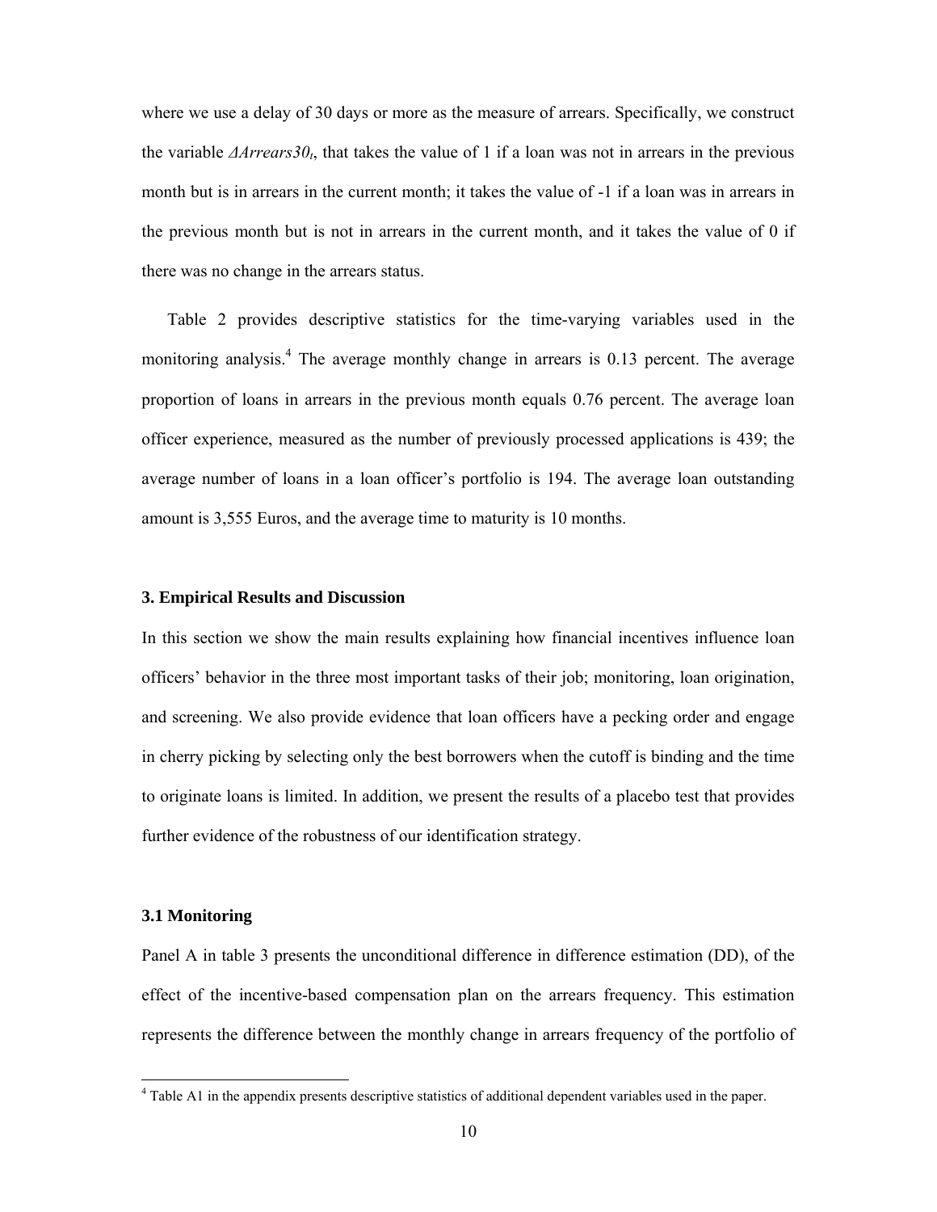where we use a delay of 30 days or more as the measure of arrears. Specifically, we construct the variable *$\Delta Arrears30_t$*, that takes the value of 1 if a loan was not in arrears in the previous month but is in arrears in the current month; it takes the value of -1 if a loan was in arrears in the previous month but is not in arrears in the current month, and it takes the value of 0 if there was no change in the arrears status.

Table 2 provides descriptive statistics for the time-varying variables used in the monitoring analysis.[4] The average monthly change in arrears is 0.13 percent. The average proportion of loans in arrears in the previous month equals 0.76 percent. The average loan officer experience, measured as the number of previously processed applications is 439; the average number of loans in a loan officer's portfolio is 194. The average loan outstanding amount is 3,555 Euros, and the average time to maturity is 10 months.

### 3. Empirical Results and Discussion

In this section we show the main results explaining how financial incentives influence loan officers' behavior in the three most important tasks of their job; monitoring, loan origination, and screening. We also provide evidence that loan officers have a pecking order and engage in cherry picking by selecting only the best borrowers when the cutoff is binding and the time to originate loans is limited. In addition, we present the results of a placebo test that provides further evidence of the robustness of our identification strategy.

#### 3.1 Monitoring

Panel A in table 3 presents the unconditional difference in difference estimation (DD), of the effect of the incentive-based compensation plan on the arrears frequency. This estimation represents the difference between the monthly change in arrears frequency of the portfolio of

[4] Table A1 in the appendix presents descriptive statistics of additional dependent variables used in the paper.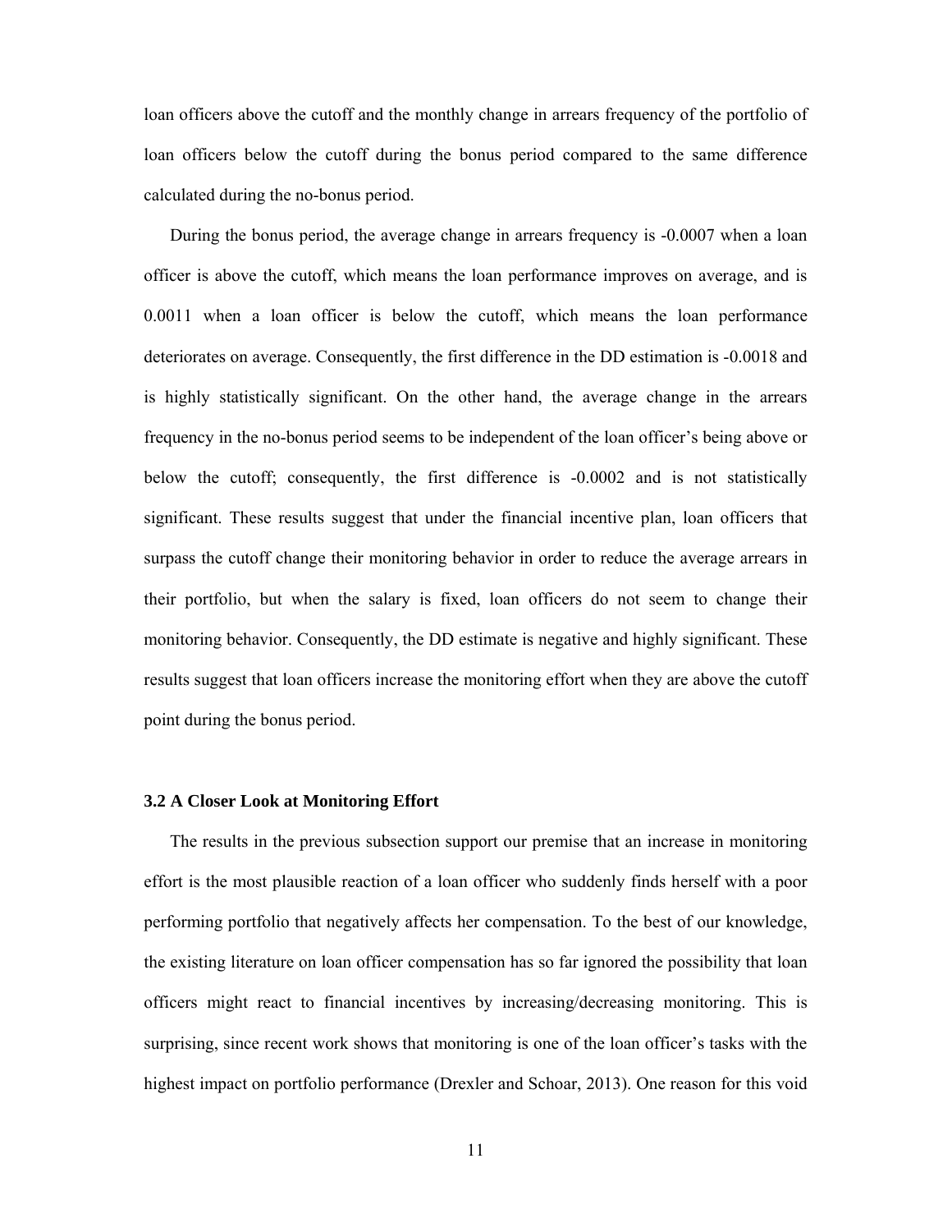loan officers above the cutoff and the monthly change in arrears frequency of the portfolio of loan officers below the cutoff during the bonus period compared to the same difference calculated during the no-bonus period.

During the bonus period, the average change in arrears frequency is -0.0007 when a loan officer is above the cutoff, which means the loan performance improves on average, and is 0.0011 when a loan officer is below the cutoff, which means the loan performance deteriorates on average. Consequently, the first difference in the DD estimation is -0.0018 and is highly statistically significant. On the other hand, the average change in the arrears frequency in the no-bonus period seems to be independent of the loan officer's being above or below the cutoff; consequently, the first difference is -0.0002 and is not statistically significant. These results suggest that under the financial incentive plan, loan officers that surpass the cutoff change their monitoring behavior in order to reduce the average arrears in their portfolio, but when the salary is fixed, loan officers do not seem to change their monitoring behavior. Consequently, the DD estimate is negative and highly significant. These results suggest that loan officers increase the monitoring effort when they are above the cutoff point during the bonus period.

### 3.2 A Closer Look at Monitoring Effort

The results in the previous subsection support our premise that an increase in monitoring effort is the most plausible reaction of a loan officer who suddenly finds herself with a poor performing portfolio that negatively affects her compensation. To the best of our knowledge, the existing literature on loan officer compensation has so far ignored the possibility that loan officers might react to financial incentives by increasing/decreasing monitoring. This is surprising, since recent work shows that monitoring is one of the loan officer's tasks with the highest impact on portfolio performance (Drexler and Schoar, 2013). One reason for this void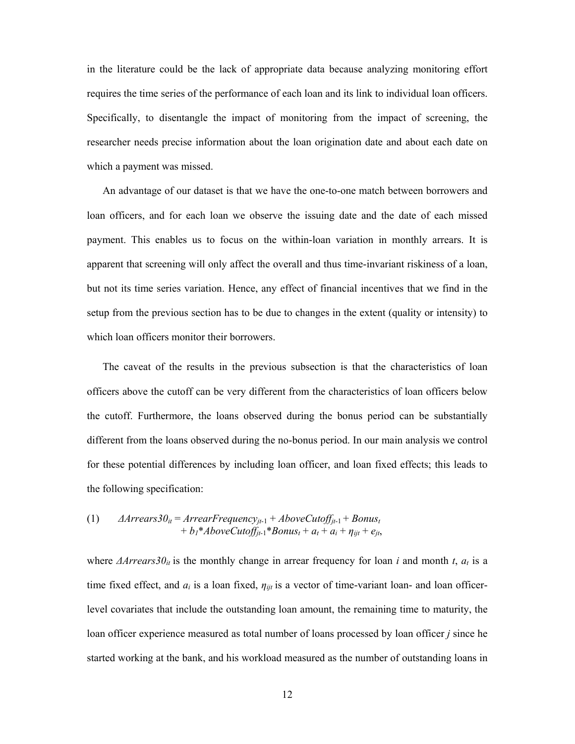in the literature could be the lack of appropriate data because analyzing monitoring effort requires the time series of the performance of each loan and its link to individual loan officers. Specifically, to disentangle the impact of monitoring from the impact of screening, the researcher needs precise information about the loan origination date and about each date on which a payment was missed.

An advantage of our dataset is that we have the one-to-one match between borrowers and loan officers, and for each loan we observe the issuing date and the date of each missed payment. This enables us to focus on the within-loan variation in monthly arrears. It is apparent that screening will only affect the overall and thus time-invariant riskiness of a loan, but not its time series variation. Hence, any effect of financial incentives that we find in the setup from the previous section has to be due to changes in the extent (quality or intensity) to which loan officers monitor their borrowers.

The caveat of the results in the previous subsection is that the characteristics of loan officers above the cutoff can be very different from the characteristics of loan officers below the cutoff. Furthermore, the loans observed during the bonus period can be substantially different from the loans observed during the no-bonus period. In our main analysis we control for these potential differences by including loan officer, and loan fixed effects; this leads to the following specification:

$$(1) \qquad \Delta Arrears30_{it} = ArrearFrequency_{jt\text{-}1} + AboveCutoff_{jt\text{-}1} + Bonus_t + b_1{*}AboveCutoff_{jt\text{-}1}{*}Bonus_t + a_t + a_i + \eta_{ijt} + e_{jt},$$

where $\Delta Arrears30_{it}$ is the monthly change in arrear frequency for loan $i$ and month $t$, $a_t$ is a time fixed effect, and $a_i$ is a loan fixed, $\eta_{ijt}$ is a vector of time-variant loan- and loan officer-level covariates that include the outstanding loan amount, the remaining time to maturity, the loan officer experience measured as total number of loans processed by loan officer $j$ since he started working at the bank, and his workload measured as the number of outstanding loans in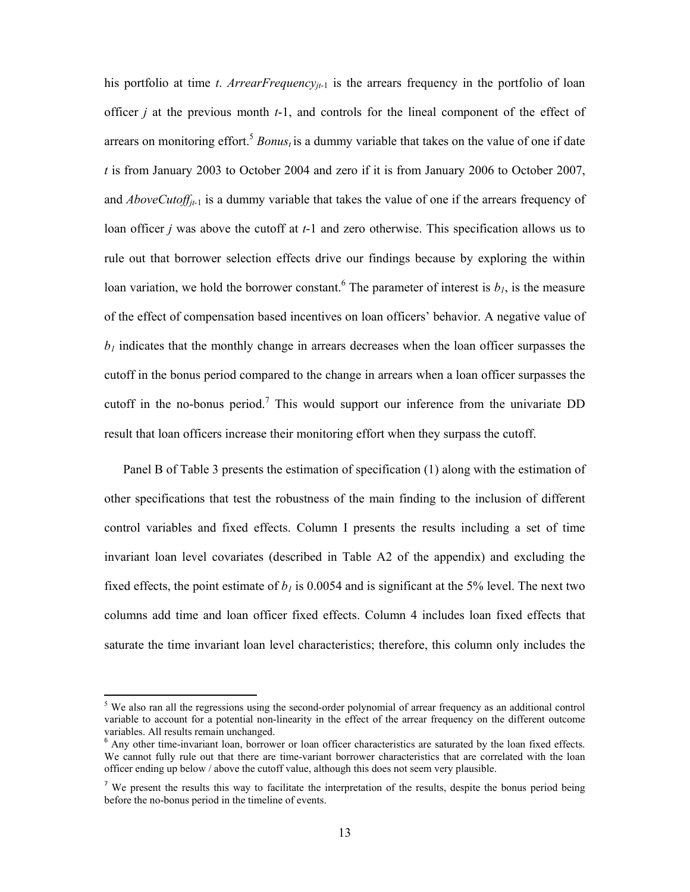his portfolio at time *t*. $ArrearFrequency_{jt-1}$ is the arrears frequency in the portfolio of loan officer *j* at the previous month *t*-1, and controls for the lineal component of the effect of arrears on monitoring effort.[5] $Bonus_t$ is a dummy variable that takes on the value of one if date *t* is from January 2003 to October 2004 and zero if it is from January 2006 to October 2007, and $AboveCutoff_{jt-1}$ is a dummy variable that takes the value of one if the arrears frequency of loan officer *j* was above the cutoff at *t*-1 and zero otherwise. This specification allows us to rule out that borrower selection effects drive our findings because by exploring the within loan variation, we hold the borrower constant.[6] The parameter of interest is $b_1$, is the measure of the effect of compensation based incentives on loan officers' behavior. A negative value of $b_1$ indicates that the monthly change in arrears decreases when the loan officer surpasses the cutoff in the bonus period compared to the change in arrears when a loan officer surpasses the cutoff in the no-bonus period.[7] This would support our inference from the univariate DD result that loan officers increase their monitoring effort when they surpass the cutoff.

Panel B of Table 3 presents the estimation of specification (1) along with the estimation of other specifications that test the robustness of the main finding to the inclusion of different control variables and fixed effects. Column I presents the results including a set of time invariant loan level covariates (described in Table A2 of the appendix) and excluding the fixed effects, the point estimate of $b_1$ is 0.0054 and is significant at the 5% level. The next two columns add time and loan officer fixed effects. Column 4 includes loan fixed effects that saturate the time invariant loan level characteristics; therefore, this column only includes the

---

[5] We also ran all the regressions using the second-order polynomial of arrear frequency as an additional control variable to account for a potential non-linearity in the effect of the arrear frequency on the different outcome variables. All results remain unchanged.

[6] Any other time-invariant loan, borrower or loan officer characteristics are saturated by the loan fixed effects. We cannot fully rule out that there are time-variant borrower characteristics that are correlated with the loan officer ending up below / above the cutoff value, although this does not seem very plausible.

[7] We present the results this way to facilitate the interpretation of the results, despite the bonus period being before the no-bonus period in the timeline of events.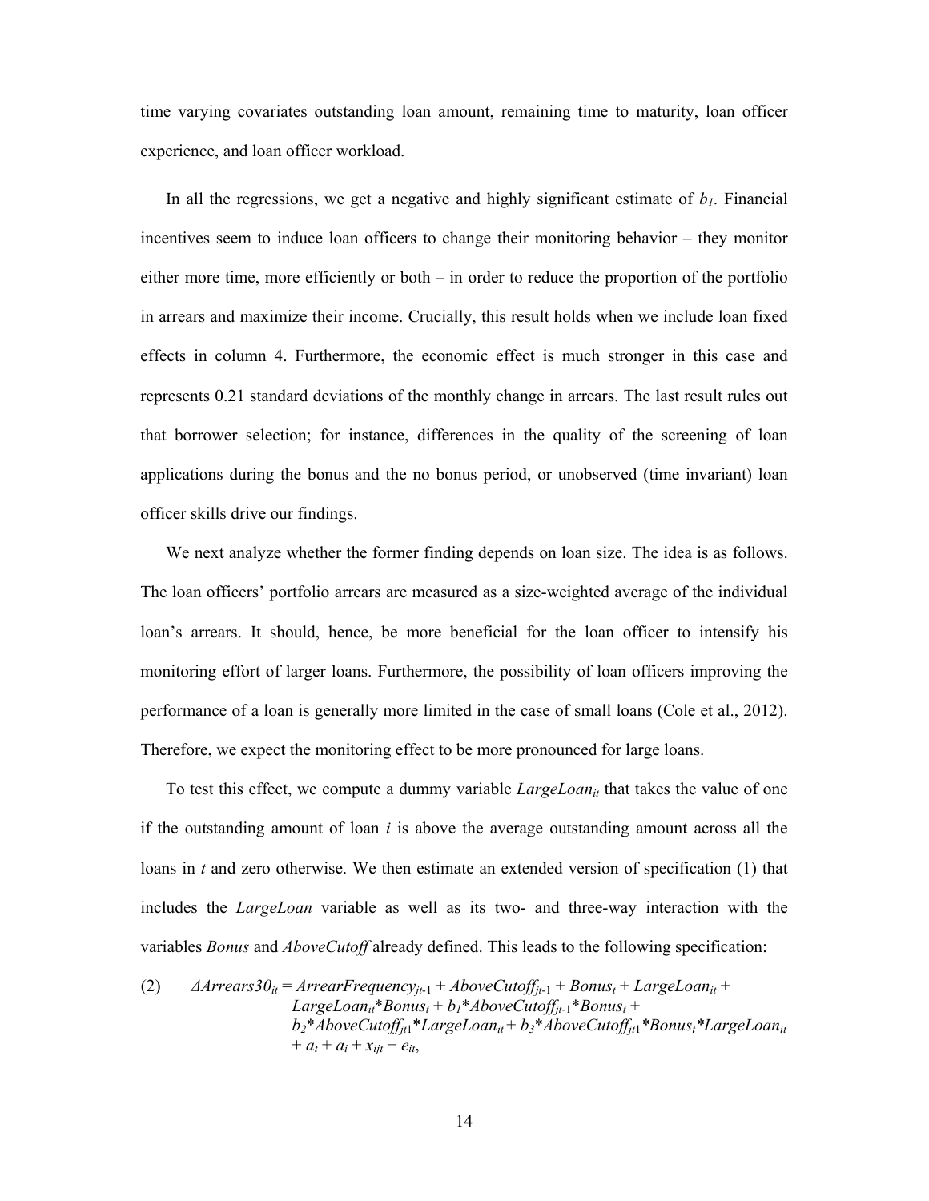time varying covariates outstanding loan amount, remaining time to maturity, loan officer experience, and loan officer workload.

In all the regressions, we get a negative and highly significant estimate of $b_1$. Financial incentives seem to induce loan officers to change their monitoring behavior – they monitor either more time, more efficiently or both – in order to reduce the proportion of the portfolio in arrears and maximize their income. Crucially, this result holds when we include loan fixed effects in column 4. Furthermore, the economic effect is much stronger in this case and represents 0.21 standard deviations of the monthly change in arrears. The last result rules out that borrower selection; for instance, differences in the quality of the screening of loan applications during the bonus and the no bonus period, or unobserved (time invariant) loan officer skills drive our findings.

We next analyze whether the former finding depends on loan size. The idea is as follows. The loan officers' portfolio arrears are measured as a size-weighted average of the individual loan's arrears. It should, hence, be more beneficial for the loan officer to intensify his monitoring effort of larger loans. Furthermore, the possibility of loan officers improving the performance of a loan is generally more limited in the case of small loans (Cole et al., 2012). Therefore, we expect the monitoring effect to be more pronounced for large loans.

To test this effect, we compute a dummy variable $LargeLoan_{it}$ that takes the value of one if the outstanding amount of loan $i$ is above the average outstanding amount across all the loans in $t$ and zero otherwise. We then estimate an extended version of specification (1) that includes the *LargeLoan* variable as well as its two- and three-way interaction with the variables *Bonus* and *AboveCutoff* already defined. This leads to the following specification:

$$\text{(2)} \quad \Delta Arrears30_{it} = ArrearFrequency_{jt-1} + AboveCutoff_{jt-1} + Bonus_t + LargeLoan_{it} + LargeLoan_{it}{*}Bonus_t + b_1{*}AboveCutoff_{jt-1}{*}Bonus_t + b_2{*}AboveCutoff_{jt1}{*}LargeLoan_{it} + b_3{*}AboveCutoff_{jt1}{*}Bonus_t{*}LargeLoan_{it} + a_t + a_i + x_{ijt} + e_{it},$$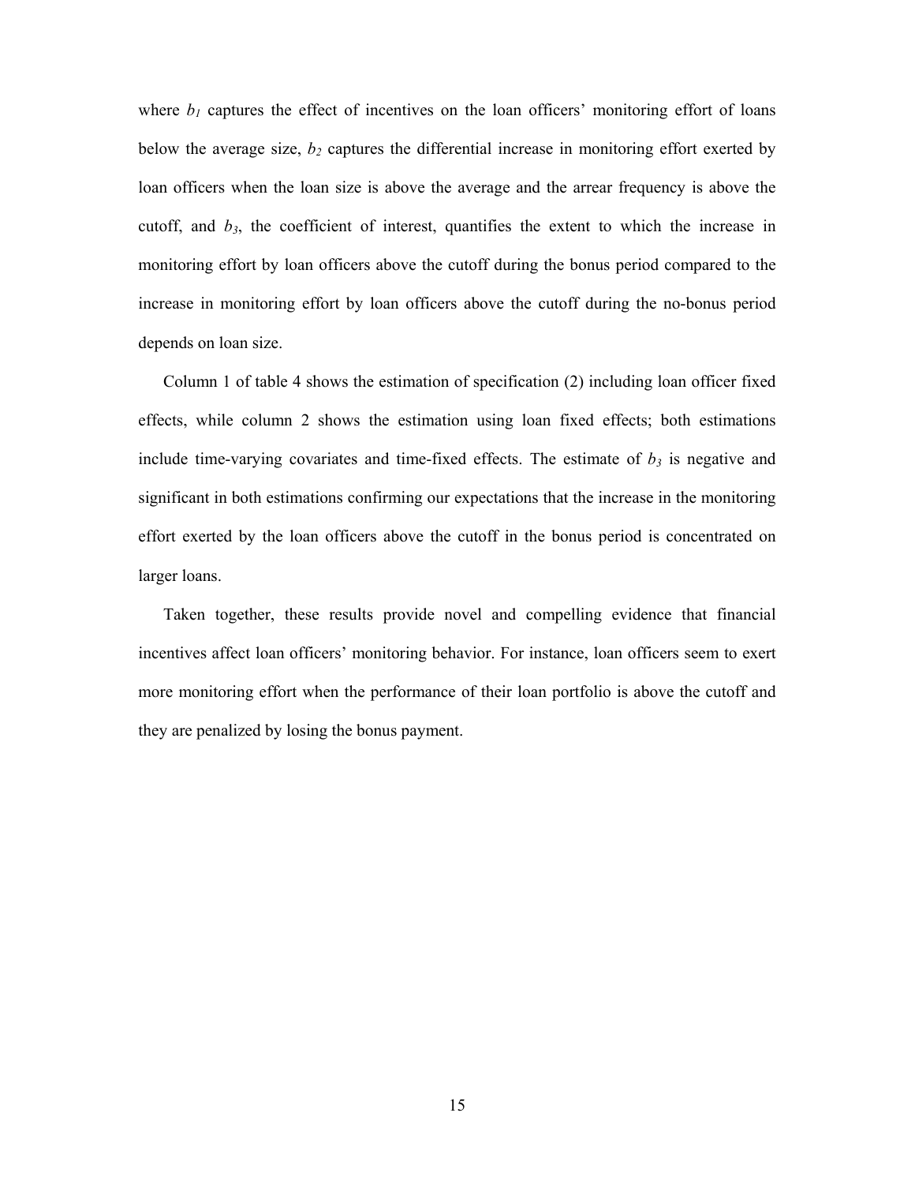where $b_1$ captures the effect of incentives on the loan officers' monitoring effort of loans below the average size, $b_2$ captures the differential increase in monitoring effort exerted by loan officers when the loan size is above the average and the arrear frequency is above the cutoff, and $b_3$, the coefficient of interest, quantifies the extent to which the increase in monitoring effort by loan officers above the cutoff during the bonus period compared to the increase in monitoring effort by loan officers above the cutoff during the no-bonus period depends on loan size.

Column 1 of table 4 shows the estimation of specification (2) including loan officer fixed effects, while column 2 shows the estimation using loan fixed effects; both estimations include time-varying covariates and time-fixed effects. The estimate of $b_3$ is negative and significant in both estimations confirming our expectations that the increase in the monitoring effort exerted by the loan officers above the cutoff in the bonus period is concentrated on larger loans.

Taken together, these results provide novel and compelling evidence that financial incentives affect loan officers' monitoring behavior. For instance, loan officers seem to exert more monitoring effort when the performance of their loan portfolio is above the cutoff and they are penalized by losing the bonus payment.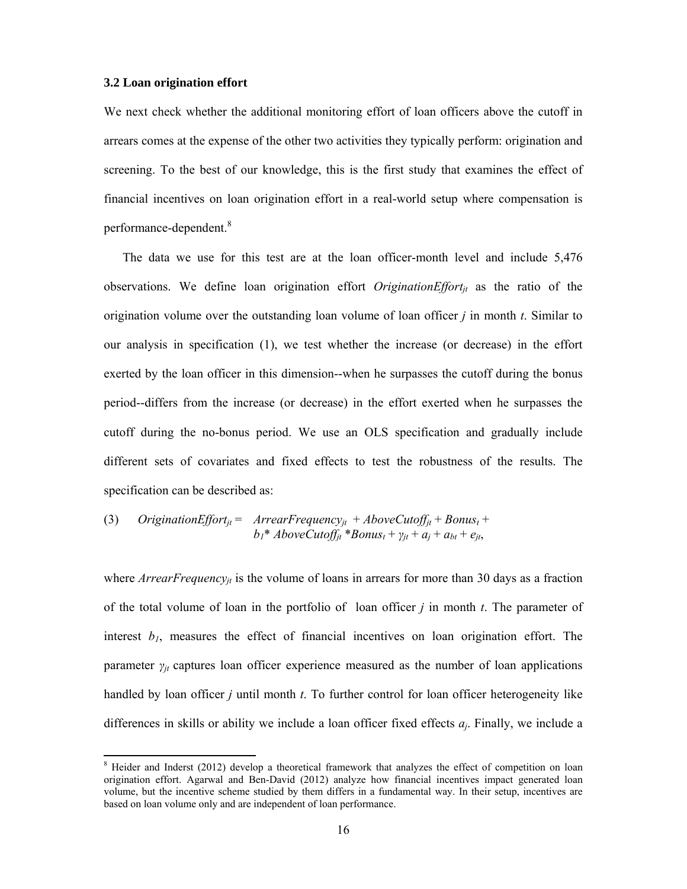### 3.2 Loan origination effort

We next check whether the additional monitoring effort of loan officers above the cutoff in arrears comes at the expense of the other two activities they typically perform: origination and screening. To the best of our knowledge, this is the first study that examines the effect of financial incentives on loan origination effort in a real-world setup where compensation is performance-dependent.[8]

The data we use for this test are at the loan officer-month level and include 5,476 observations. We define loan origination effort $OriginationEffort_{jt}$ as the ratio of the origination volume over the outstanding loan volume of loan officer $j$ in month $t$. Similar to our analysis in specification (1), we test whether the increase (or decrease) in the effort exerted by the loan officer in this dimension--when he surpasses the cutoff during the bonus period--differs from the increase (or decrease) in the effort exerted when he surpasses the cutoff during the no-bonus period. We use an OLS specification and gradually include different sets of covariates and fixed effects to test the robustness of the results. The specification can be described as:

$$(3) \qquad OriginationEffort_{jt} = ArrearFrequency_{jt} + AboveCutoff_{jt} + Bonus_t + b_1 * AboveCutoff_{jt} * Bonus_t + \gamma_{jt} + a_j + a_{bt} + e_{jt},$$

where $ArrearFrequency_{jt}$ is the volume of loans in arrears for more than 30 days as a fraction of the total volume of loan in the portfolio of loan officer $j$ in month $t$. The parameter of interest $b_1$, measures the effect of financial incentives on loan origination effort. The parameter $\gamma_{jt}$ captures loan officer experience measured as the number of loan applications handled by loan officer $j$ until month $t$. To further control for loan officer heterogeneity like differences in skills or ability we include a loan officer fixed effects $a_j$. Finally, we include a

[8] Heider and Inderst (2012) develop a theoretical framework that analyzes the effect of competition on loan origination effort. Agarwal and Ben-David (2012) analyze how financial incentives impact generated loan volume, but the incentive scheme studied by them differs in a fundamental way. In their setup, incentives are based on loan volume only and are independent of loan performance.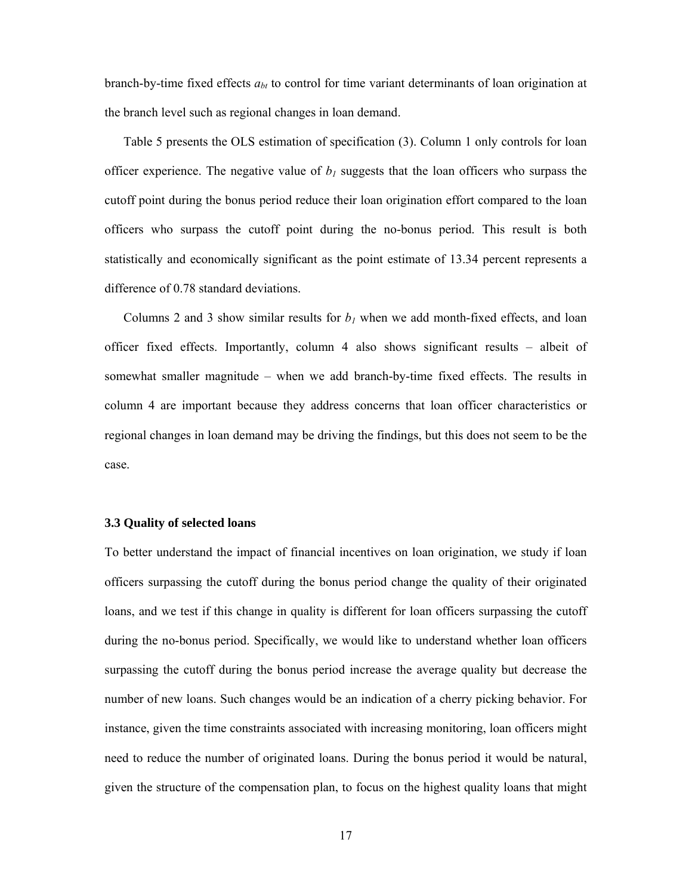branch-by-time fixed effects $a_{bt}$ to control for time variant determinants of loan origination at the branch level such as regional changes in loan demand.

Table 5 presents the OLS estimation of specification (3). Column 1 only controls for loan officer experience. The negative value of $b_1$ suggests that the loan officers who surpass the cutoff point during the bonus period reduce their loan origination effort compared to the loan officers who surpass the cutoff point during the no-bonus period. This result is both statistically and economically significant as the point estimate of 13.34 percent represents a difference of 0.78 standard deviations.

Columns 2 and 3 show similar results for $b_1$ when we add month-fixed effects, and loan officer fixed effects. Importantly, column 4 also shows significant results – albeit of somewhat smaller magnitude – when we add branch-by-time fixed effects. The results in column 4 are important because they address concerns that loan officer characteristics or regional changes in loan demand may be driving the findings, but this does not seem to be the case.

### 3.3 Quality of selected loans

To better understand the impact of financial incentives on loan origination, we study if loan officers surpassing the cutoff during the bonus period change the quality of their originated loans, and we test if this change in quality is different for loan officers surpassing the cutoff during the no-bonus period. Specifically, we would like to understand whether loan officers surpassing the cutoff during the bonus period increase the average quality but decrease the number of new loans. Such changes would be an indication of a cherry picking behavior. For instance, given the time constraints associated with increasing monitoring, loan officers might need to reduce the number of originated loans. During the bonus period it would be natural, given the structure of the compensation plan, to focus on the highest quality loans that might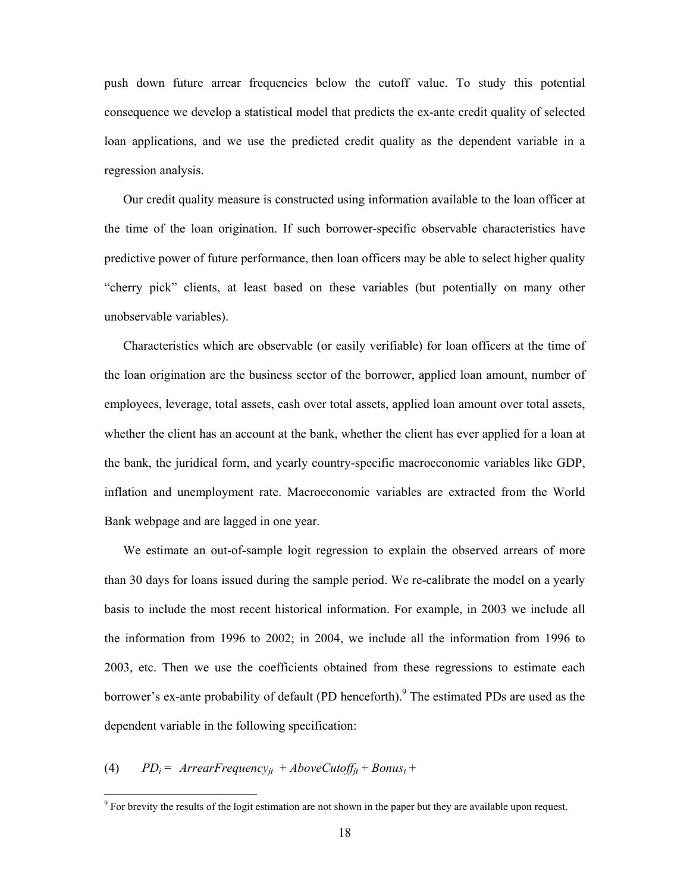push down future arrear frequencies below the cutoff value. To study this potential consequence we develop a statistical model that predicts the ex-ante credit quality of selected loan applications, and we use the predicted credit quality as the dependent variable in a regression analysis.

Our credit quality measure is constructed using information available to the loan officer at the time of the loan origination. If such borrower-specific observable characteristics have predictive power of future performance, then loan officers may be able to select higher quality "cherry pick" clients, at least based on these variables (but potentially on many other unobservable variables).

Characteristics which are observable (or easily verifiable) for loan officers at the time of the loan origination are the business sector of the borrower, applied loan amount, number of employees, leverage, total assets, cash over total assets, applied loan amount over total assets, whether the client has an account at the bank, whether the client has ever applied for a loan at the bank, the juridical form, and yearly country-specific macroeconomic variables like GDP, inflation and unemployment rate. Macroeconomic variables are extracted from the World Bank webpage and are lagged in one year.

We estimate an out-of-sample logit regression to explain the observed arrears of more than 30 days for loans issued during the sample period. We re-calibrate the model on a yearly basis to include the most recent historical information. For example, in 2003 we include all the information from 1996 to 2002; in 2004, we include all the information from 1996 to 2003, etc. Then we use the coefficients obtained from these regressions to estimate each borrower's ex-ante probability of default (PD henceforth).[9] The estimated PDs are used as the dependent variable in the following specification:

(4) $PD_i = \ ArrearFrequency_{jt} \ + AboveCutoff_{jt} + Bonus_t +$

[9] For brevity the results of the logit estimation are not shown in the paper but they are available upon request.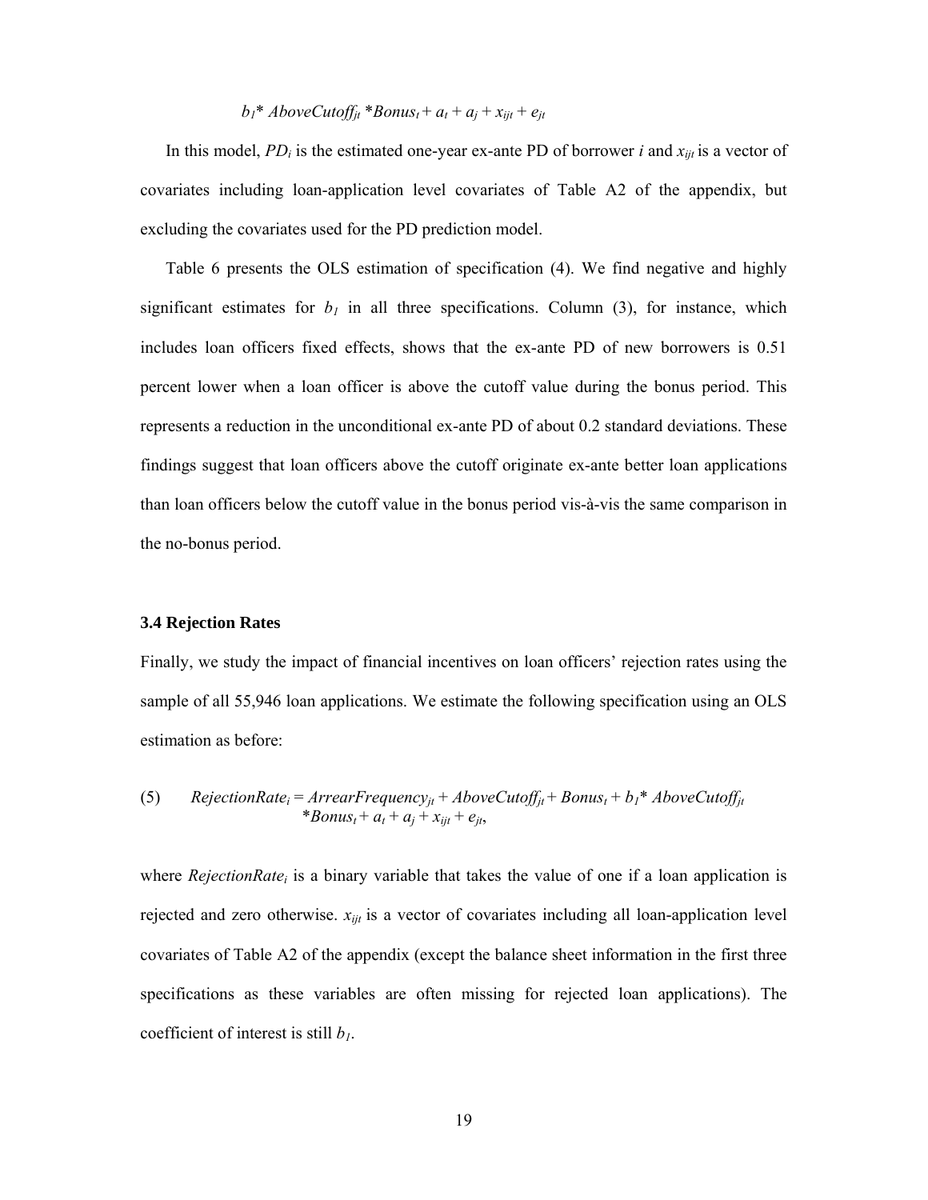$$b_1 * AboveCutoff_{jt} * Bonus_t + a_t + a_j + x_{ijt} + e_{jt}$$

In this model, $PD_i$ is the estimated one-year ex-ante PD of borrower $i$ and $x_{ijt}$ is a vector of covariates including loan-application level covariates of Table A2 of the appendix, but excluding the covariates used for the PD prediction model.

Table 6 presents the OLS estimation of specification (4). We find negative and highly significant estimates for $b_1$ in all three specifications. Column (3), for instance, which includes loan officers fixed effects, shows that the ex-ante PD of new borrowers is 0.51 percent lower when a loan officer is above the cutoff value during the bonus period. This represents a reduction in the unconditional ex-ante PD of about 0.2 standard deviations. These findings suggest that loan officers above the cutoff originate ex-ante better loan applications than loan officers below the cutoff value in the bonus period vis-à-vis the same comparison in the no-bonus period.

### 3.4 Rejection Rates

Finally, we study the impact of financial incentives on loan officers' rejection rates using the sample of all 55,946 loan applications. We estimate the following specification using an OLS estimation as before:

$$(5) \qquad RejectionRate_i = ArrearFrequency_{jt} + AboveCutoff_{jt} + Bonus_t + b_1 * AboveCutoff_{jt} * Bonus_t + a_t + a_j + x_{ijt} + e_{jt},$$

where $RejectionRate_i$ is a binary variable that takes the value of one if a loan application is rejected and zero otherwise. $x_{ijt}$ is a vector of covariates including all loan-application level covariates of Table A2 of the appendix (except the balance sheet information in the first three specifications as these variables are often missing for rejected loan applications). The coefficient of interest is still $b_1$.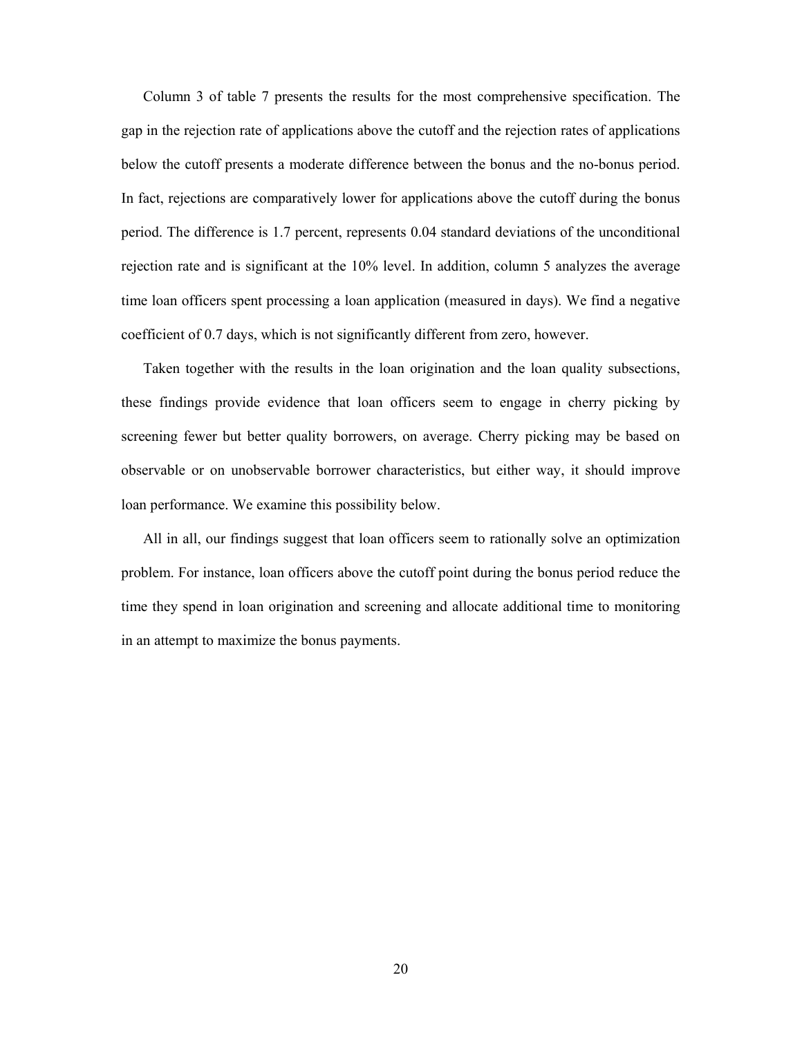Column 3 of table 7 presents the results for the most comprehensive specification. The gap in the rejection rate of applications above the cutoff and the rejection rates of applications below the cutoff presents a moderate difference between the bonus and the no-bonus period. In fact, rejections are comparatively lower for applications above the cutoff during the bonus period. The difference is 1.7 percent, represents 0.04 standard deviations of the unconditional rejection rate and is significant at the 10% level. In addition, column 5 analyzes the average time loan officers spent processing a loan application (measured in days). We find a negative coefficient of 0.7 days, which is not significantly different from zero, however.

Taken together with the results in the loan origination and the loan quality subsections, these findings provide evidence that loan officers seem to engage in cherry picking by screening fewer but better quality borrowers, on average. Cherry picking may be based on observable or on unobservable borrower characteristics, but either way, it should improve loan performance. We examine this possibility below.

All in all, our findings suggest that loan officers seem to rationally solve an optimization problem. For instance, loan officers above the cutoff point during the bonus period reduce the time they spend in loan origination and screening and allocate additional time to monitoring in an attempt to maximize the bonus payments.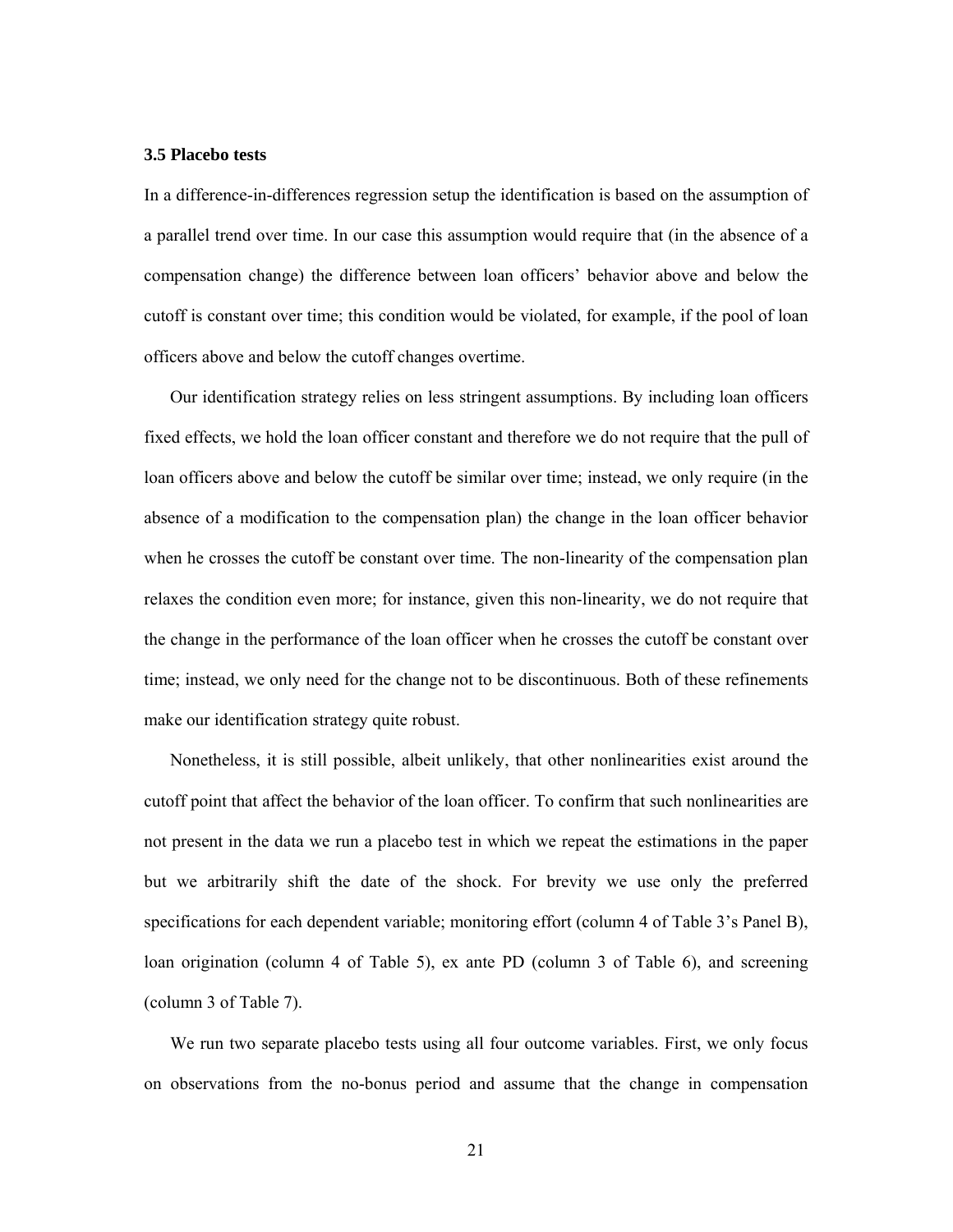### 3.5 Placebo tests

In a difference-in-differences regression setup the identification is based on the assumption of a parallel trend over time. In our case this assumption would require that (in the absence of a compensation change) the difference between loan officers' behavior above and below the cutoff is constant over time; this condition would be violated, for example, if the pool of loan officers above and below the cutoff changes overtime.

Our identification strategy relies on less stringent assumptions. By including loan officers fixed effects, we hold the loan officer constant and therefore we do not require that the pull of loan officers above and below the cutoff be similar over time; instead, we only require (in the absence of a modification to the compensation plan) the change in the loan officer behavior when he crosses the cutoff be constant over time. The non-linearity of the compensation plan relaxes the condition even more; for instance, given this non-linearity, we do not require that the change in the performance of the loan officer when he crosses the cutoff be constant over time; instead, we only need for the change not to be discontinuous. Both of these refinements make our identification strategy quite robust.

Nonetheless, it is still possible, albeit unlikely, that other nonlinearities exist around the cutoff point that affect the behavior of the loan officer. To confirm that such nonlinearities are not present in the data we run a placebo test in which we repeat the estimations in the paper but we arbitrarily shift the date of the shock. For brevity we use only the preferred specifications for each dependent variable; monitoring effort (column 4 of Table 3's Panel B), loan origination (column 4 of Table 5), ex ante PD (column 3 of Table 6), and screening (column 3 of Table 7).

We run two separate placebo tests using all four outcome variables. First, we only focus on observations from the no-bonus period and assume that the change in compensation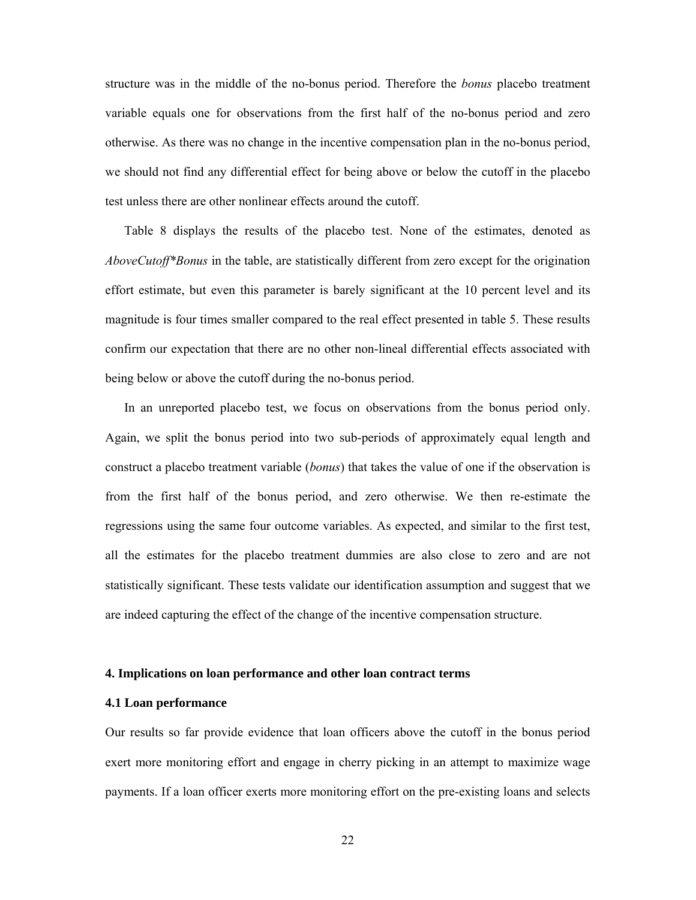structure was in the middle of the no-bonus period. Therefore the *bonus* placebo treatment variable equals one for observations from the first half of the no-bonus period and zero otherwise. As there was no change in the incentive compensation plan in the no-bonus period, we should not find any differential effect for being above or below the cutoff in the placebo test unless there are other nonlinear effects around the cutoff.

Table 8 displays the results of the placebo test. None of the estimates, denoted as *AboveCutoff*\*Bonus* in the table, are statistically different from zero except for the origination effort estimate, but even this parameter is barely significant at the 10 percent level and its magnitude is four times smaller compared to the real effect presented in table 5. These results confirm our expectation that there are no other non-lineal differential effects associated with being below or above the cutoff during the no-bonus period.

In an unreported placebo test, we focus on observations from the bonus period only. Again, we split the bonus period into two sub-periods of approximately equal length and construct a placebo treatment variable (*bonus*) that takes the value of one if the observation is from the first half of the bonus period, and zero otherwise. We then re-estimate the regressions using the same four outcome variables. As expected, and similar to the first test, all the estimates for the placebo treatment dummies are also close to zero and are not statistically significant. These tests validate our identification assumption and suggest that we are indeed capturing the effect of the change of the incentive compensation structure.

## 4. Implications on loan performance and other loan contract terms

### 4.1 Loan performance

Our results so far provide evidence that loan officers above the cutoff in the bonus period exert more monitoring effort and engage in cherry picking in an attempt to maximize wage payments. If a loan officer exerts more monitoring effort on the pre-existing loans and selects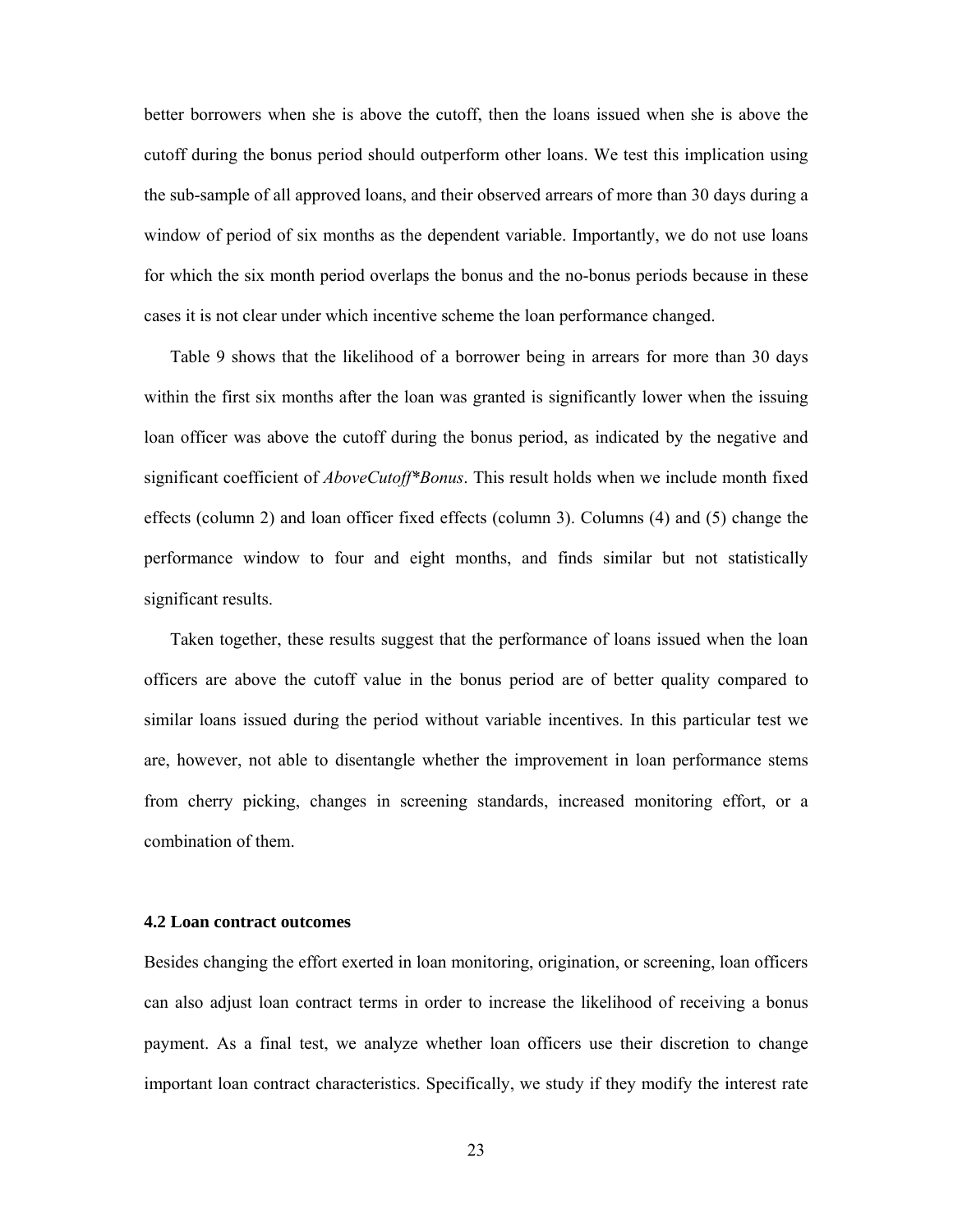better borrowers when she is above the cutoff, then the loans issued when she is above the cutoff during the bonus period should outperform other loans. We test this implication using the sub-sample of all approved loans, and their observed arrears of more than 30 days during a window of period of six months as the dependent variable. Importantly, we do not use loans for which the six month period overlaps the bonus and the no-bonus periods because in these cases it is not clear under which incentive scheme the loan performance changed.

Table 9 shows that the likelihood of a borrower being in arrears for more than 30 days within the first six months after the loan was granted is significantly lower when the issuing loan officer was above the cutoff during the bonus period, as indicated by the negative and significant coefficient of *AboveCutoff*Bonus*. This result holds when we include month fixed effects (column 2) and loan officer fixed effects (column 3). Columns (4) and (5) change the performance window to four and eight months, and finds similar but not statistically significant results.

Taken together, these results suggest that the performance of loans issued when the loan officers are above the cutoff value in the bonus period are of better quality compared to similar loans issued during the period without variable incentives. In this particular test we are, however, not able to disentangle whether the improvement in loan performance stems from cherry picking, changes in screening standards, increased monitoring effort, or a combination of them.

### 4.2 Loan contract outcomes

Besides changing the effort exerted in loan monitoring, origination, or screening, loan officers can also adjust loan contract terms in order to increase the likelihood of receiving a bonus payment. As a final test, we analyze whether loan officers use their discretion to change important loan contract characteristics. Specifically, we study if they modify the interest rate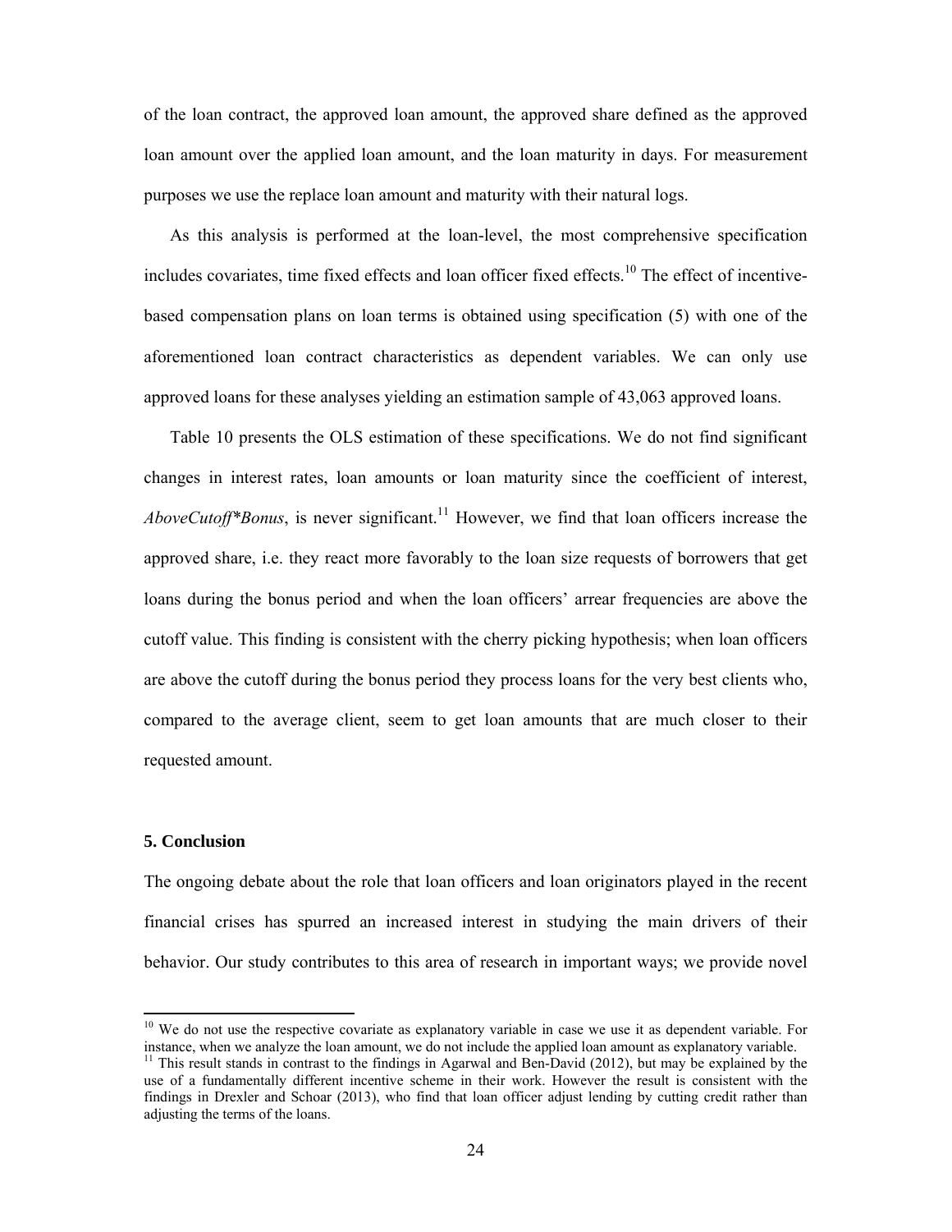of the loan contract, the approved loan amount, the approved share defined as the approved loan amount over the applied loan amount, and the loan maturity in days. For measurement purposes we use the replace loan amount and maturity with their natural logs.

As this analysis is performed at the loan-level, the most comprehensive specification includes covariates, time fixed effects and loan officer fixed effects.[10] The effect of incentive-based compensation plans on loan terms is obtained using specification (5) with one of the aforementioned loan contract characteristics as dependent variables. We can only use approved loans for these analyses yielding an estimation sample of 43,063 approved loans.

Table 10 presents the OLS estimation of these specifications. We do not find significant changes in interest rates, loan amounts or loan maturity since the coefficient of interest, *AboveCutoff*\*Bonus*, is never significant.[11] However, we find that loan officers increase the approved share, i.e. they react more favorably to the loan size requests of borrowers that get loans during the bonus period and when the loan officers' arrear frequencies are above the cutoff value. This finding is consistent with the cherry picking hypothesis; when loan officers are above the cutoff during the bonus period they process loans for the very best clients who, compared to the average client, seem to get loan amounts that are much closer to their requested amount.

## 5. Conclusion

The ongoing debate about the role that loan officers and loan originators played in the recent financial crises has spurred an increased interest in studying the main drivers of their behavior. Our study contributes to this area of research in important ways; we provide novel

---

[10] We do not use the respective covariate as explanatory variable in case we use it as dependent variable. For instance, when we analyze the loan amount, we do not include the applied loan amount as explanatory variable.

[11] This result stands in contrast to the findings in Agarwal and Ben-David (2012), but may be explained by the use of a fundamentally different incentive scheme in their work. However the result is consistent with the findings in Drexler and Schoar (2013), who find that loan officer adjust lending by cutting credit rather than adjusting the terms of the loans.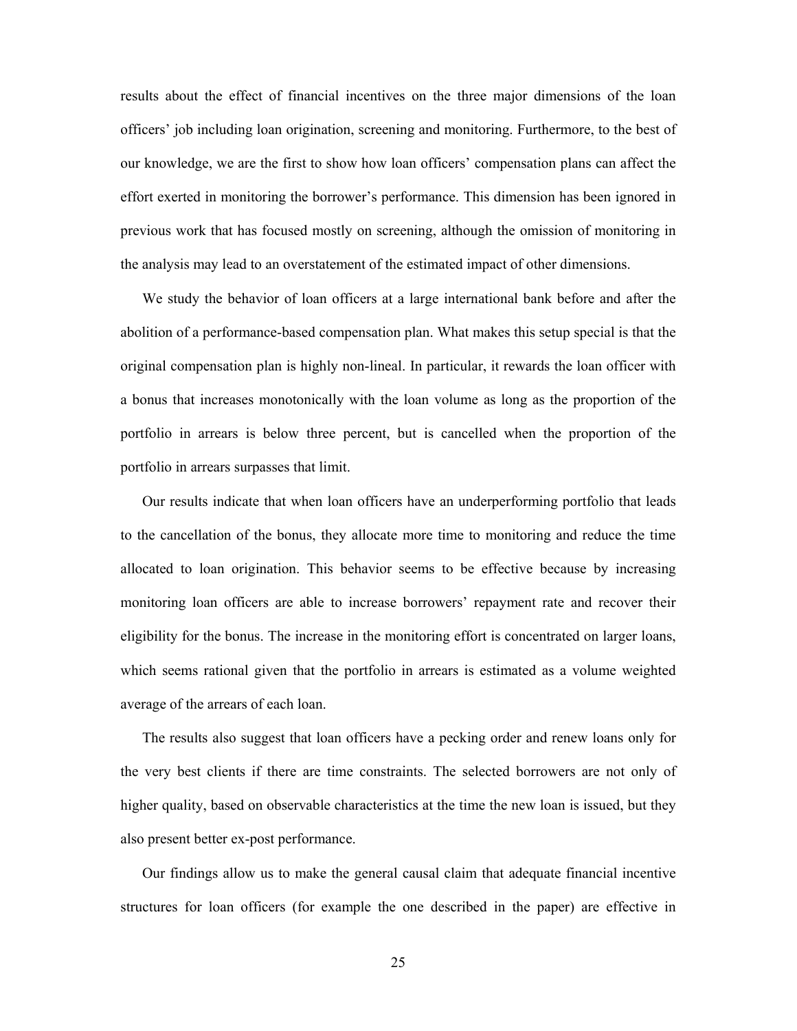results about the effect of financial incentives on the three major dimensions of the loan officers' job including loan origination, screening and monitoring. Furthermore, to the best of our knowledge, we are the first to show how loan officers' compensation plans can affect the effort exerted in monitoring the borrower's performance. This dimension has been ignored in previous work that has focused mostly on screening, although the omission of monitoring in the analysis may lead to an overstatement of the estimated impact of other dimensions.

We study the behavior of loan officers at a large international bank before and after the abolition of a performance-based compensation plan. What makes this setup special is that the original compensation plan is highly non-lineal. In particular, it rewards the loan officer with a bonus that increases monotonically with the loan volume as long as the proportion of the portfolio in arrears is below three percent, but is cancelled when the proportion of the portfolio in arrears surpasses that limit.

Our results indicate that when loan officers have an underperforming portfolio that leads to the cancellation of the bonus, they allocate more time to monitoring and reduce the time allocated to loan origination. This behavior seems to be effective because by increasing monitoring loan officers are able to increase borrowers' repayment rate and recover their eligibility for the bonus. The increase in the monitoring effort is concentrated on larger loans, which seems rational given that the portfolio in arrears is estimated as a volume weighted average of the arrears of each loan.

The results also suggest that loan officers have a pecking order and renew loans only for the very best clients if there are time constraints. The selected borrowers are not only of higher quality, based on observable characteristics at the time the new loan is issued, but they also present better ex-post performance.

Our findings allow us to make the general causal claim that adequate financial incentive structures for loan officers (for example the one described in the paper) are effective in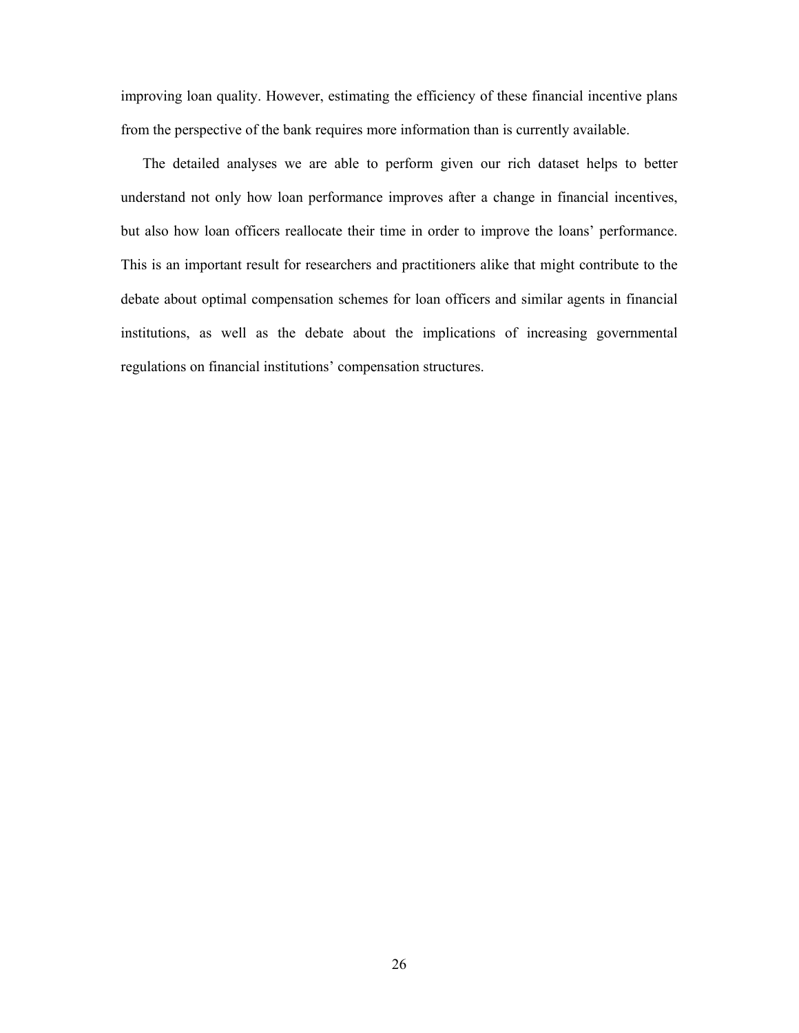improving loan quality. However, estimating the efficiency of these financial incentive plans from the perspective of the bank requires more information than is currently available.

The detailed analyses we are able to perform given our rich dataset helps to better understand not only how loan performance improves after a change in financial incentives, but also how loan officers reallocate their time in order to improve the loans' performance. This is an important result for researchers and practitioners alike that might contribute to the debate about optimal compensation schemes for loan officers and similar agents in financial institutions, as well as the debate about the implications of increasing governmental regulations on financial institutions' compensation structures.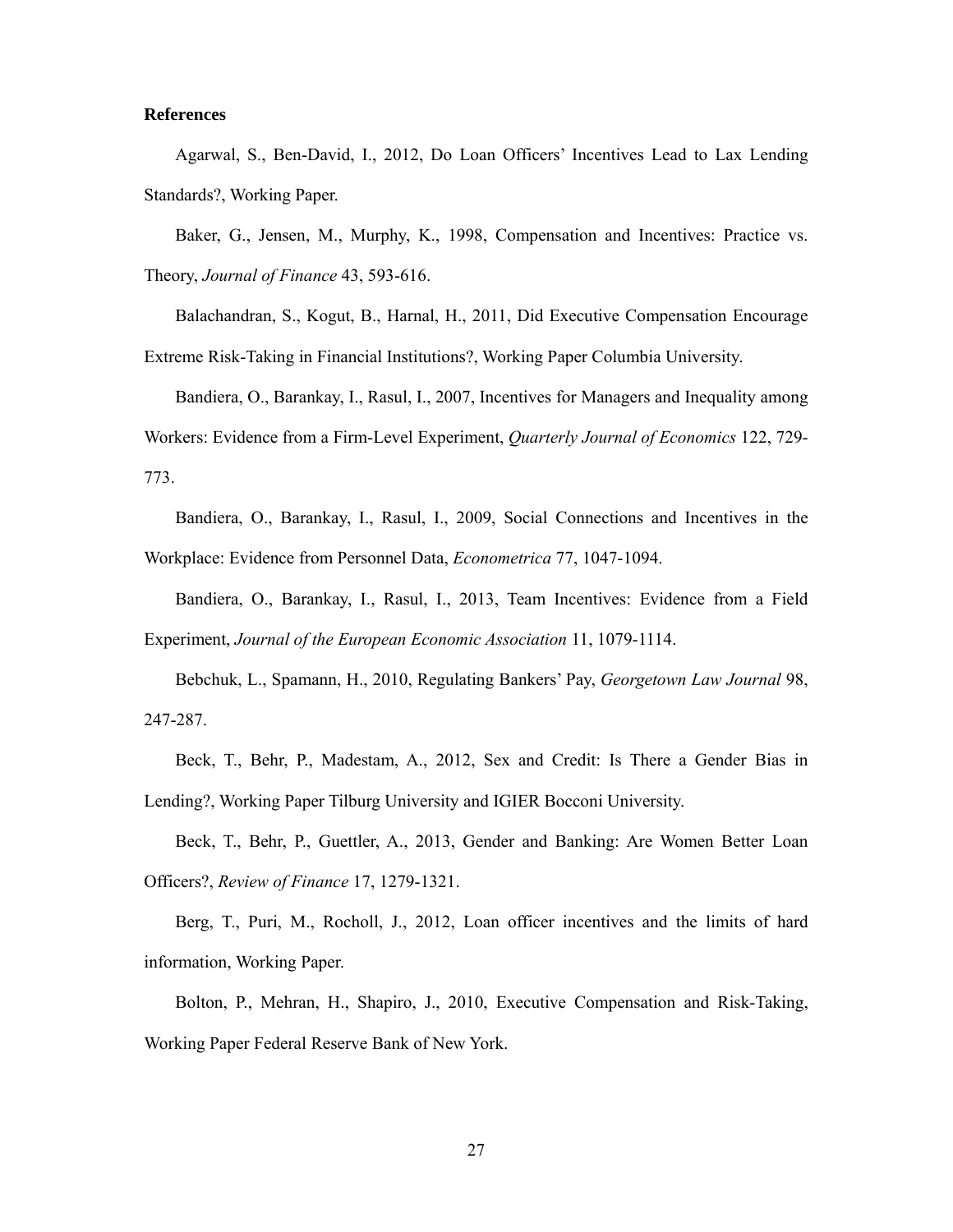**References**

Agarwal, S., Ben-David, I., 2012, Do Loan Officers' Incentives Lead to Lax Lending Standards?, Working Paper.

Baker, G., Jensen, M., Murphy, K., 1998, Compensation and Incentives: Practice vs. Theory, *Journal of Finance* 43, 593-616.

Balachandran, S., Kogut, B., Harnal, H., 2011, Did Executive Compensation Encourage Extreme Risk-Taking in Financial Institutions?, Working Paper Columbia University.

Bandiera, O., Barankay, I., Rasul, I., 2007, Incentives for Managers and Inequality among Workers: Evidence from a Firm-Level Experiment, *Quarterly Journal of Economics* 122, 729-773.

Bandiera, O., Barankay, I., Rasul, I., 2009, Social Connections and Incentives in the Workplace: Evidence from Personnel Data, *Econometrica* 77, 1047-1094.

Bandiera, O., Barankay, I., Rasul, I., 2013, Team Incentives: Evidence from a Field Experiment, *Journal of the European Economic Association* 11, 1079-1114.

Bebchuk, L., Spamann, H., 2010, Regulating Bankers' Pay, *Georgetown Law Journal* 98, 247-287.

Beck, T., Behr, P., Madestam, A., 2012, Sex and Credit: Is There a Gender Bias in Lending?, Working Paper Tilburg University and IGIER Bocconi University.

Beck, T., Behr, P., Guettler, A., 2013, Gender and Banking: Are Women Better Loan Officers?, *Review of Finance* 17, 1279-1321.

Berg, T., Puri, M., Rocholl, J., 2012, Loan officer incentives and the limits of hard information, Working Paper.

Bolton, P., Mehran, H., Shapiro, J., 2010, Executive Compensation and Risk-Taking, Working Paper Federal Reserve Bank of New York.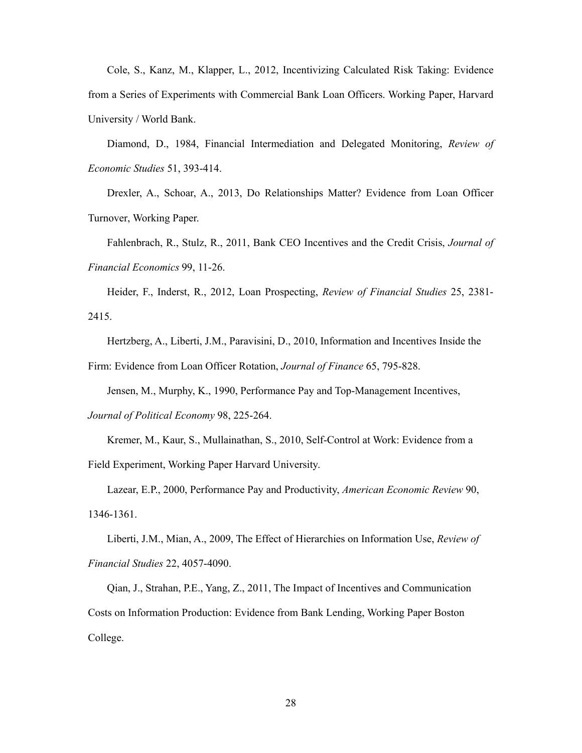Cole, S., Kanz, M., Klapper, L., 2012, Incentivizing Calculated Risk Taking: Evidence from a Series of Experiments with Commercial Bank Loan Officers. Working Paper, Harvard University / World Bank.

Diamond, D., 1984, Financial Intermediation and Delegated Monitoring, *Review of Economic Studies* 51, 393-414.

Drexler, A., Schoar, A., 2013, Do Relationships Matter? Evidence from Loan Officer Turnover, Working Paper.

Fahlenbrach, R., Stulz, R., 2011, Bank CEO Incentives and the Credit Crisis, *Journal of Financial Economics* 99, 11-26.

Heider, F., Inderst, R., 2012, Loan Prospecting, *Review of Financial Studies* 25, 2381-2415.

Hertzberg, A., Liberti, J.M., Paravisini, D., 2010, Information and Incentives Inside the Firm: Evidence from Loan Officer Rotation, *Journal of Finance* 65, 795-828.

Jensen, M., Murphy, K., 1990, Performance Pay and Top-Management Incentives, *Journal of Political Economy* 98, 225-264.

Kremer, M., Kaur, S., Mullainathan, S., 2010, Self-Control at Work: Evidence from a Field Experiment, Working Paper Harvard University.

Lazear, E.P., 2000, Performance Pay and Productivity, *American Economic Review* 90, 1346-1361.

Liberti, J.M., Mian, A., 2009, The Effect of Hierarchies on Information Use, *Review of Financial Studies* 22, 4057-4090.

Qian, J., Strahan, P.E., Yang, Z., 2011, The Impact of Incentives and Communication Costs on Information Production: Evidence from Bank Lending, Working Paper Boston College.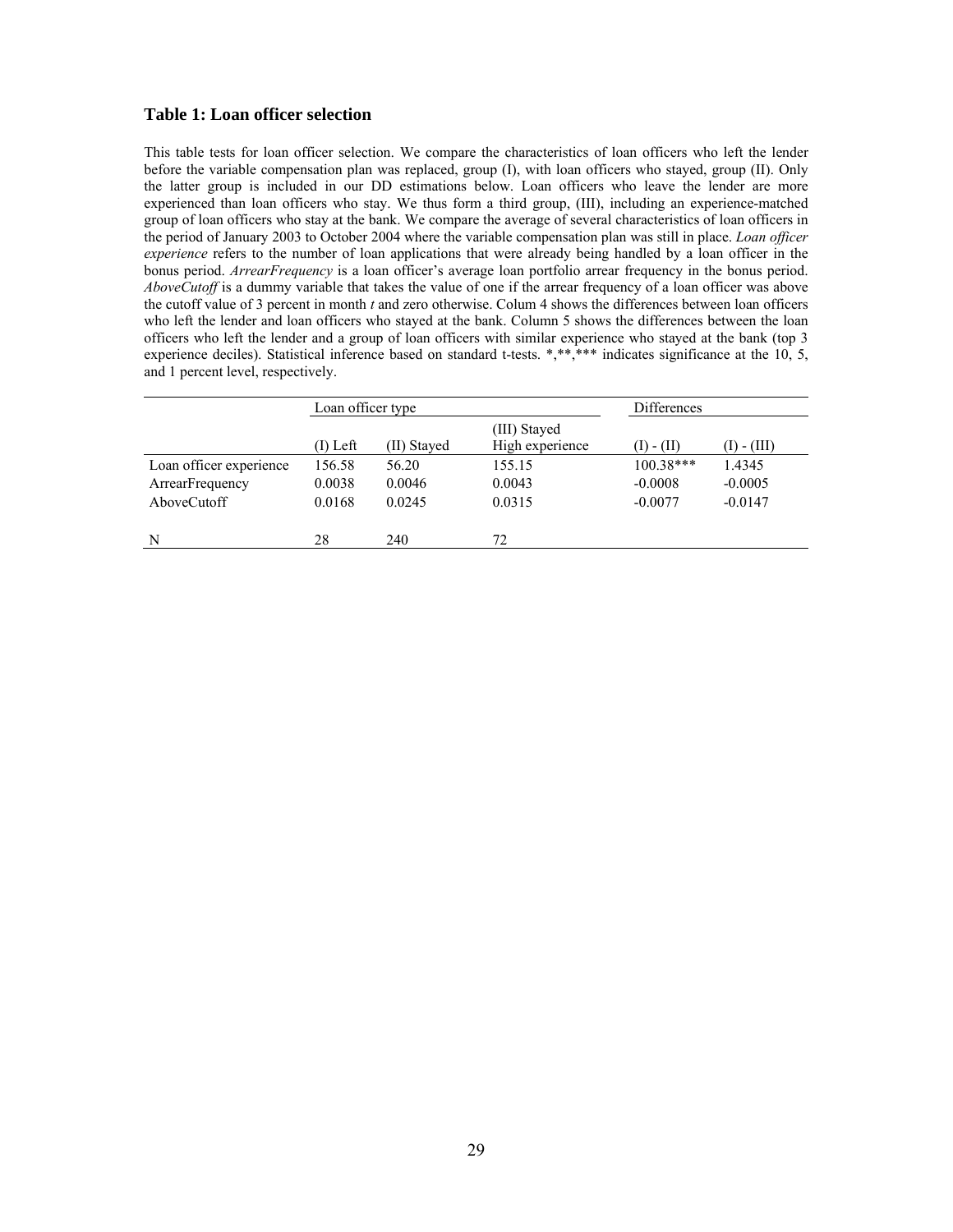### Table 1: Loan officer selection

This table tests for loan officer selection. We compare the characteristics of loan officers who left the lender before the variable compensation plan was replaced, group (I), with loan officers who stayed, group (II). Only the latter group is included in our DD estimations below. Loan officers who leave the lender are more experienced than loan officers who stay. We thus form a third group, (III), including an experience-matched group of loan officers who stay at the bank. We compare the average of several characteristics of loan officers in the period of January 2003 to October 2004 where the variable compensation plan was still in place. *Loan officer experience* refers to the number of loan applications that were already being handled by a loan officer in the bonus period. *ArrearFrequency* is a loan officer's average loan portfolio arrear frequency in the bonus period. *AboveCutoff* is a dummy variable that takes the value of one if the arrear frequency of a loan officer was above the cutoff value of 3 percent in month *t* and zero otherwise. Colum 4 shows the differences between loan officers who left the lender and loan officers who stayed at the bank. Column 5 shows the differences between the loan officers who left the lender and a group of loan officers with similar experience who stayed at the bank (top 3 experience deciles). Statistical inference based on standard t-tests. *,**,*** indicates significance at the 10, 5, and 1 percent level, respectively.

| | Loan officer type | | | Differences | |
|---|---|---|---|---|---|
| | (I) Left | (II) Stayed | (III) Stayed High experience | (I) - (II) | (I) - (III) |
| Loan officer experience | 156.58 | 56.20 | 155.15 | 100.38*** | 1.4345 |
| ArrearFrequency | 0.0038 | 0.0046 | 0.0043 | -0.0008 | -0.0005 |
| AboveCutoff | 0.0168 | 0.0245 | 0.0315 | -0.0077 | -0.0147 |
| N | 28 | 240 | 72 | | |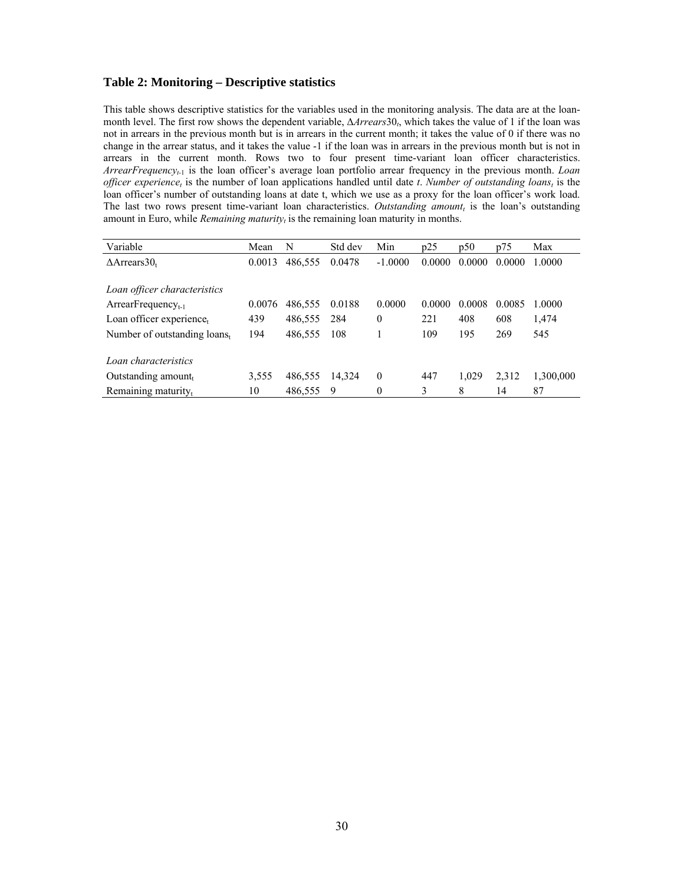### Table 2: Monitoring – Descriptive statistics

This table shows descriptive statistics for the variables used in the monitoring analysis. The data are at the loan-month level. The first row shows the dependent variable, $\Delta Arrears30_t$, which takes the value of 1 if the loan was not in arrears in the previous month but is in arrears in the current month; it takes the value of 0 if there was no change in the arrear status, and it takes the value -1 if the loan was in arrears in the previous month but is not in arrears in the current month. Rows two to four present time-variant loan officer characteristics. $ArrearFrequency_{t-1}$ is the loan officer's average loan portfolio arrear frequency in the previous month. *Loan officer experience*$_t$ is the number of loan applications handled until date $t$. *Number of outstanding loans*$_t$ is the loan officer's number of outstanding loans at date t, which we use as a proxy for the loan officer's work load. The last two rows present time-variant loan characteristics. *Outstanding amount*$_t$ is the loan's outstanding amount in Euro, while *Remaining maturity*$_t$ is the remaining loan maturity in months.

| Variable | Mean | N | Std dev | Min | p25 | p50 | p75 | Max |
|---|---|---|---|---|---|---|---|---|
| $\Delta$Arrears30$_t$ | 0.0013 | 486,555 | 0.0478 | -1.0000 | 0.0000 | 0.0000 | 0.0000 | 1.0000 |
| *Loan officer characteristics* | | | | | | | | |
| ArrearFrequency$_{t-1}$ | 0.0076 | 486,555 | 0.0188 | 0.0000 | 0.0000 | 0.0008 | 0.0085 | 1.0000 |
| Loan officer experience$_t$ | 439 | 486,555 | 284 | 0 | 221 | 408 | 608 | 1,474 |
| Number of outstanding loans$_t$ | 194 | 486,555 | 108 | 1 | 109 | 195 | 269 | 545 |
| *Loan characteristics* | | | | | | | | |
| Outstanding amount$_t$ | 3,555 | 486,555 | 14,324 | 0 | 447 | 1,029 | 2,312 | 1,300,000 |
| Remaining maturity$_t$ | 10 | 486,555 | 9 | 0 | 3 | 8 | 14 | 87 |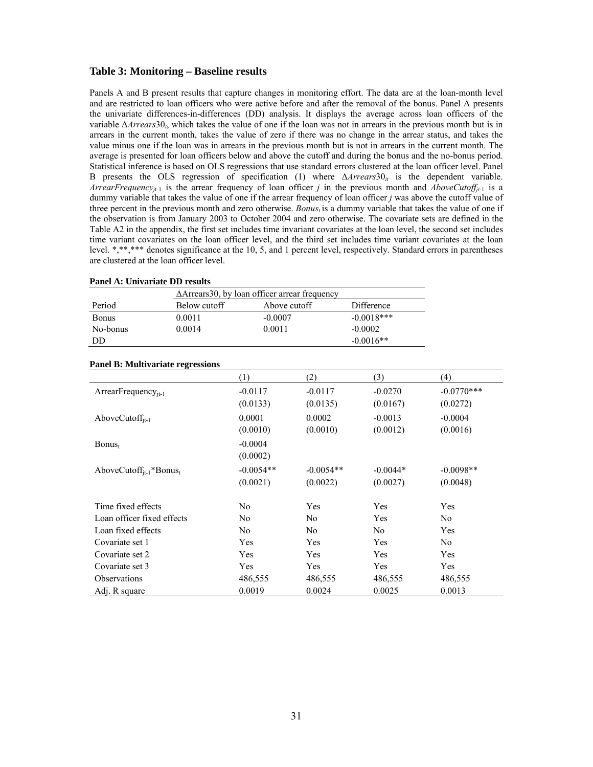### Table 3: Monitoring – Baseline results

Panels A and B present results that capture changes in monitoring effort. The data are at the loan-month level and are restricted to loan officers who were active before and after the removal of the bonus. Panel A presents the univariate differences-in-differences (DD) analysis. It displays the average across loan officers of the variable $\Delta Arrears30_t$, which takes the value of one if the loan was not in arrears in the previous month but is in arrears in the current month, takes the value of zero if there was no change in the arrear status, and takes the value minus one if the loan was in arrears in the previous month but is not in arrears in the current month. The average is presented for loan officers below and above the cutoff and during the bonus and the no-bonus period. Statistical inference is based on OLS regressions that use standard errors clustered at the loan officer level. Panel B presents the OLS regression of specification (1) where $\Delta Arrears30_{it}$ is the dependent variable. $ArrearFrequency_{jt\text{-}1}$ is the arrear frequency of loan officer *j* in the previous month and $AboveCutoff_{jt\text{-}1}$ is a dummy variable that takes the value of one if the arrear frequency of loan officer *j* was above the cutoff value of three percent in the previous month and zero otherwise. $Bonus_t$ is a dummy variable that takes the value of one if the observation is from January 2003 to October 2004 and zero otherwise. The covariate sets are defined in the Table A2 in the appendix, the first set includes time invariant covariates at the loan level, the second set includes time variant covariates on the loan officer level, and the third set includes time variant covariates at the loan level. *,**,*** denotes significance at the 10, 5, and 1 percent level, respectively. Standard errors in parentheses are clustered at the loan officer level.

**Panel A: Univariate DD results**

| | ΔArrears30, by loan officer arrear frequency | | |
|---|---|---|---|
| Period | Below cutoff | Above cutoff | Difference |
| Bonus | 0.0011 | -0.0007 | -0.0018*** |
| No-bonus | 0.0014 | 0.0011 | -0.0002 |
| DD | | | -0.0016** |

**Panel B: Multivariate regressions**

| | (1) | (2) | (3) | (4) |
|---|---|---|---|---|
| $ArrearFrequency_{jt\text{-}1}$ | -0.0117 | -0.0117 | -0.0270 | -0.0770*** |
| | (0.0133) | (0.0135) | (0.0167) | (0.0272) |
| $AboveCutoff_{jt\text{-}1}$ | 0.0001 | 0.0002 | -0.0013 | -0.0004 |
| | (0.0010) | (0.0010) | (0.0012) | (0.0016) |
| $Bonus_t$ | -0.0004 | | | |
| | (0.0002) | | | |
| $AboveCutoff_{jt\text{-}1}$*$Bonus_t$ | -0.0054** | -0.0054** | -0.0044* | -0.0098** |
| | (0.0021) | (0.0022) | (0.0027) | (0.0048) |
| Time fixed effects | No | Yes | Yes | Yes |
| Loan officer fixed effects | No | No | Yes | No |
| Loan fixed effects | No | No | No | Yes |
| Covariate set 1 | Yes | Yes | Yes | No |
| Covariate set 2 | Yes | Yes | Yes | Yes |
| Covariate set 3 | Yes | Yes | Yes | Yes |
| Observations | 486,555 | 486,555 | 486,555 | 486,555 |
| Adj. R square | 0.0019 | 0.0024 | 0.0025 | 0.0013 |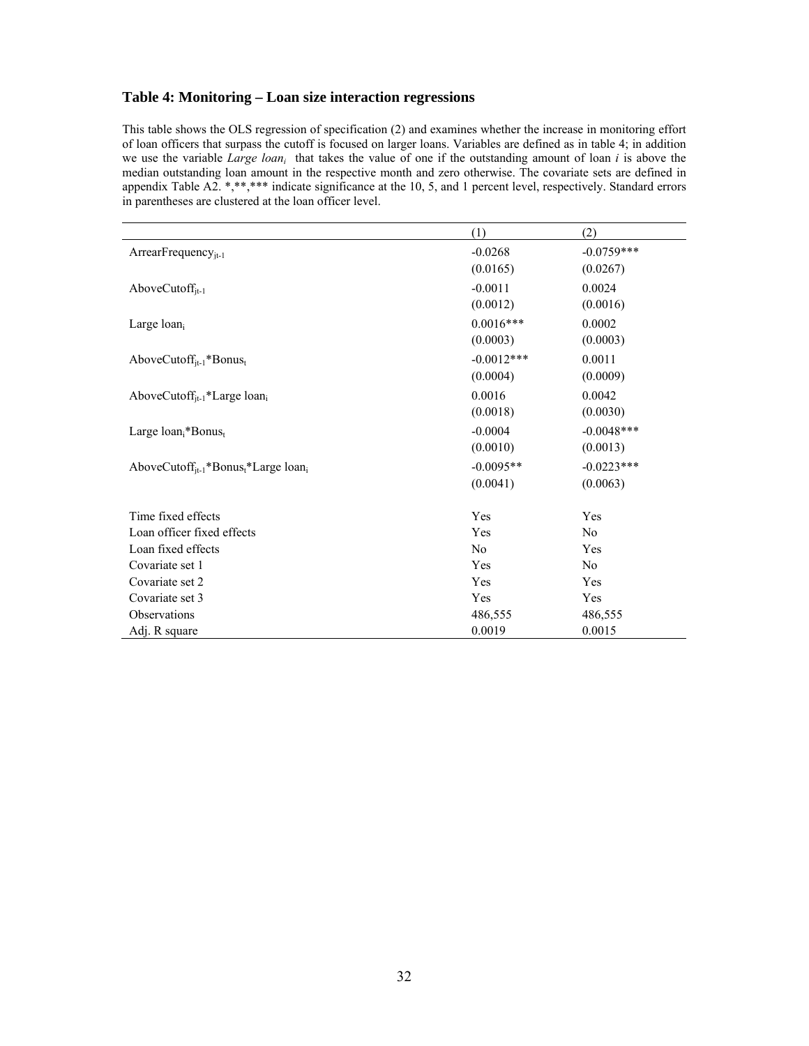### Table 4: Monitoring – Loan size interaction regressions

This table shows the OLS regression of specification (2) and examines whether the increase in monitoring effort of loan officers that surpass the cutoff is focused on larger loans. Variables are defined as in table 4; in addition we use the variable *Large loan$_i$* that takes the value of one if the outstanding amount of loan *i* is above the median outstanding loan amount in the respective month and zero otherwise. The covariate sets are defined in appendix Table A2. *,**,*** indicate significance at the 10, 5, and 1 percent level, respectively. Standard errors in parentheses are clustered at the loan officer level.

| | (1) | (2) |
|---|---|---|
| $ArrearFrequency_{jt-1}$ | -0.0268 | -0.0759*** |
| | (0.0165) | (0.0267) |
| $AboveCutoff_{jt-1}$ | -0.0011 | 0.0024 |
| | (0.0012) | (0.0016) |
| Large $loan_i$ | 0.0016*** | 0.0002 |
| | (0.0003) | (0.0003) |
| $AboveCutoff_{jt-1}$*$Bonus_t$ | -0.0012*** | 0.0011 |
| | (0.0004) | (0.0009) |
| $AboveCutoff_{jt-1}$*Large $loan_i$ | 0.0016 | 0.0042 |
| | (0.0018) | (0.0030) |
| Large $loan_i$*$Bonus_t$ | -0.0004 | -0.0048*** |
| | (0.0010) | (0.0013) |
| $AboveCutoff_{jt-1}$*$Bonus_t$*Large $loan_i$ | -0.0095** | -0.0223*** |
| | (0.0041) | (0.0063) |
| | | |
| Time fixed effects | Yes | Yes |
| Loan officer fixed effects | Yes | No |
| Loan fixed effects | No | Yes |
| Covariate set 1 | Yes | No |
| Covariate set 2 | Yes | Yes |
| Covariate set 3 | Yes | Yes |
| Observations | 486,555 | 486,555 |
| Adj. R square | 0.0019 | 0.0015 |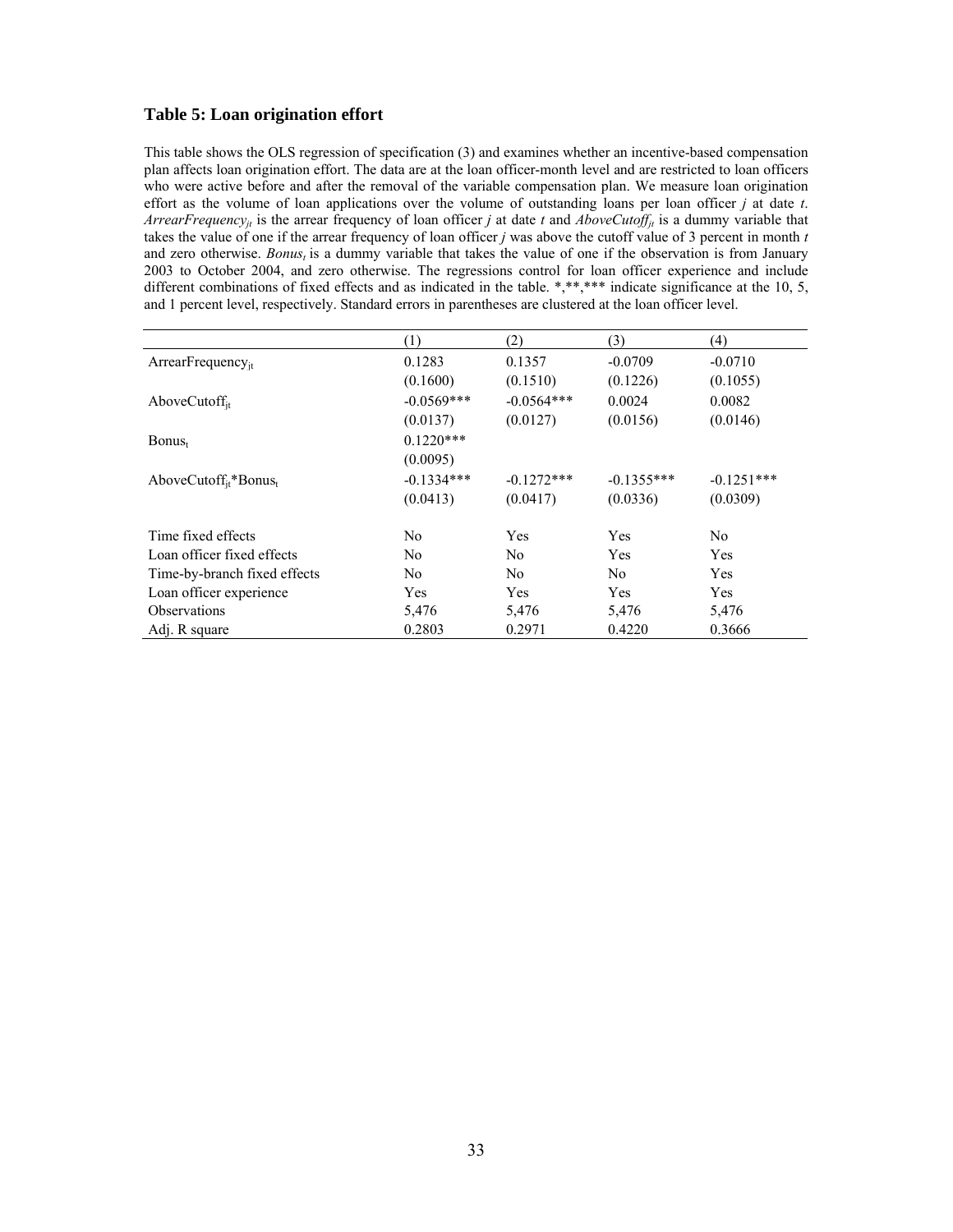### Table 5: Loan origination effort

This table shows the OLS regression of specification (3) and examines whether an incentive-based compensation plan affects loan origination effort. The data are at the loan officer-month level and are restricted to loan officers who were active before and after the removal of the variable compensation plan. We measure loan origination effort as the volume of loan applications over the volume of outstanding loans per loan officer $j$ at date $t$. $ArrearFrequency_{jt}$ is the arrear frequency of loan officer $j$ at date $t$ and $AboveCutoff_{jt}$ is a dummy variable that takes the value of one if the arrear frequency of loan officer $j$ was above the cutoff value of 3 percent in month $t$ and zero otherwise. $Bonus_t$ is a dummy variable that takes the value of one if the observation is from January 2003 to October 2004, and zero otherwise. The regressions control for loan officer experience and include different combinations of fixed effects and as indicated in the table. *,**,*** indicate significance at the 10, 5, and 1 percent level, respectively. Standard errors in parentheses are clustered at the loan officer level.

| | (1) | (2) | (3) | (4) |
|---|---|---|---|---|
| $ArrearFrequency_{jt}$ | 0.1283 | 0.1357 | -0.0709 | -0.0710 |
| | (0.1600) | (0.1510) | (0.1226) | (0.1055) |
| $AboveCutoff_{jt}$ | -0.0569*** | -0.0564*** | 0.0024 | 0.0082 |
| | (0.0137) | (0.0127) | (0.0156) | (0.0146) |
| $Bonus_t$ | 0.1220*** | | | |
| | (0.0095) | | | |
| $AboveCutoff_{jt}$*$Bonus_t$ | -0.1334*** | -0.1272*** | -0.1355*** | -0.1251*** |
| | (0.0413) | (0.0417) | (0.0336) | (0.0309) |
| Time fixed effects | No | Yes | Yes | No |
| Loan officer fixed effects | No | No | Yes | Yes |
| Time-by-branch fixed effects | No | No | No | Yes |
| Loan officer experience | Yes | Yes | Yes | Yes |
| Observations | 5,476 | 5,476 | 5,476 | 5,476 |
| Adj. R square | 0.2803 | 0.2971 | 0.4220 | 0.3666 |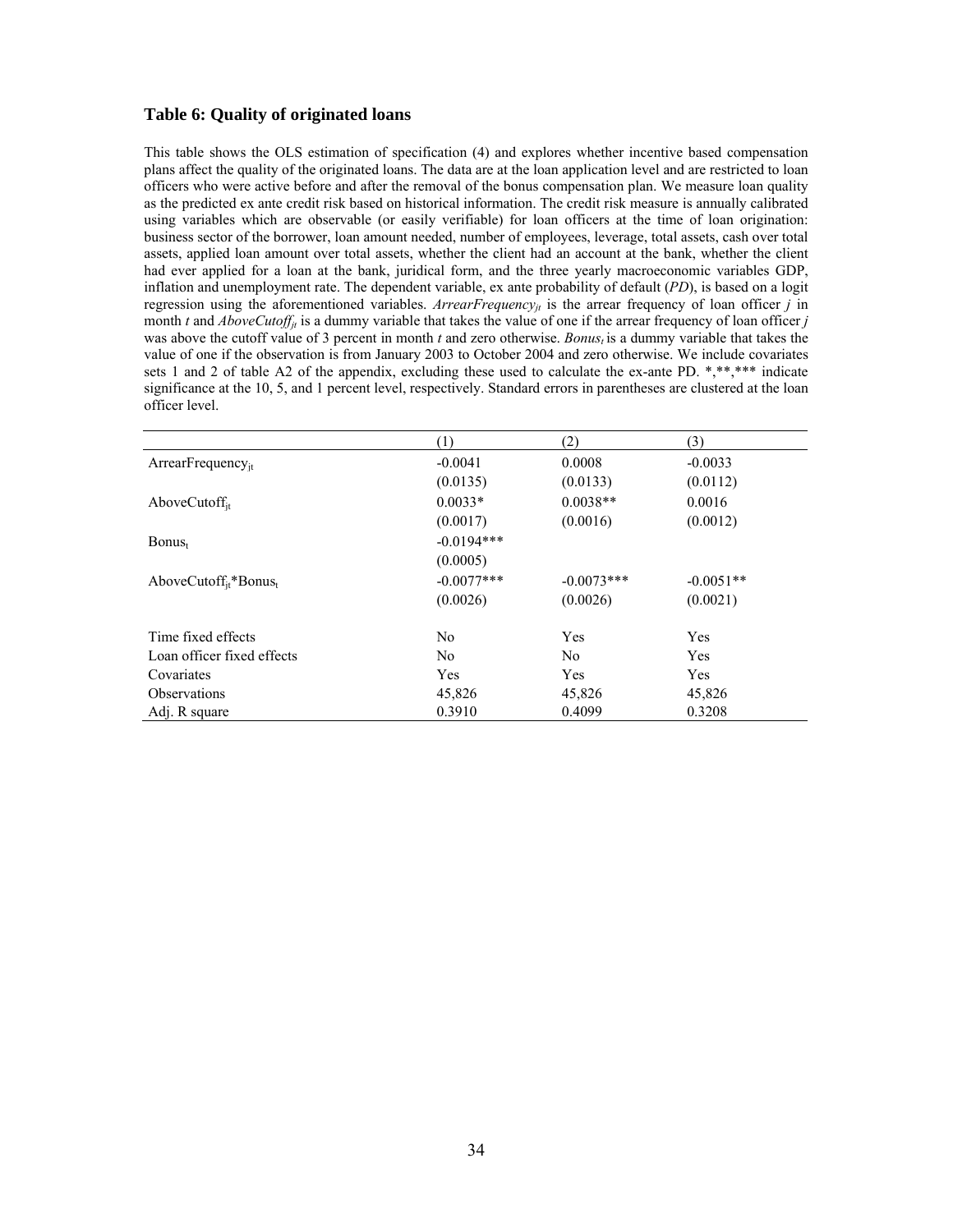## Table 6: Quality of originated loans

This table shows the OLS estimation of specification (4) and explores whether incentive based compensation plans affect the quality of the originated loans. The data are at the loan application level and are restricted to loan officers who were active before and after the removal of the bonus compensation plan. We measure loan quality as the predicted ex ante credit risk based on historical information. The credit risk measure is annually calibrated using variables which are observable (or easily verifiable) for loan officers at the time of loan origination: business sector of the borrower, loan amount needed, number of employees, leverage, total assets, cash over total assets, applied loan amount over total assets, whether the client had an account at the bank, whether the client had ever applied for a loan at the bank, juridical form, and the three yearly macroeconomic variables GDP, inflation and unemployment rate. The dependent variable, ex ante probability of default (*PD*), is based on a logit regression using the aforementioned variables. $ArrearFrequency_{jt}$ is the arrear frequency of loan officer *j* in month *t* and $AboveCutoff_{jt}$ is a dummy variable that takes the value of one if the arrear frequency of loan officer *j* was above the cutoff value of 3 percent in month *t* and zero otherwise. $Bonus_t$ is a dummy variable that takes the value of one if the observation is from January 2003 to October 2004 and zero otherwise. We include covariates sets 1 and 2 of table A2 of the appendix, excluding these used to calculate the ex-ante PD. *,**,*** indicate significance at the 10, 5, and 1 percent level, respectively. Standard errors in parentheses are clustered at the loan officer level.

| | (1) | (2) | (3) |
|---|---|---|---|
| $ArrearFrequency_{jt}$ | -0.0041 | 0.0008 | -0.0033 |
| | (0.0135) | (0.0133) | (0.0112) |
| $AboveCutoff_{jt}$ | 0.0033* | 0.0038** | 0.0016 |
| | (0.0017) | (0.0016) | (0.0012) |
| $Bonus_t$ | -0.0194*** | | |
| | (0.0005) | | |
| $AboveCutoff_{jt}*Bonus_t$ | -0.0077*** | -0.0073*** | -0.0051** |
| | (0.0026) | (0.0026) | (0.0021) |
| Time fixed effects | No | Yes | Yes |
| Loan officer fixed effects | No | No | Yes |
| Covariates | Yes | Yes | Yes |
| Observations | 45,826 | 45,826 | 45,826 |
| Adj. R square | 0.3910 | 0.4099 | 0.3208 |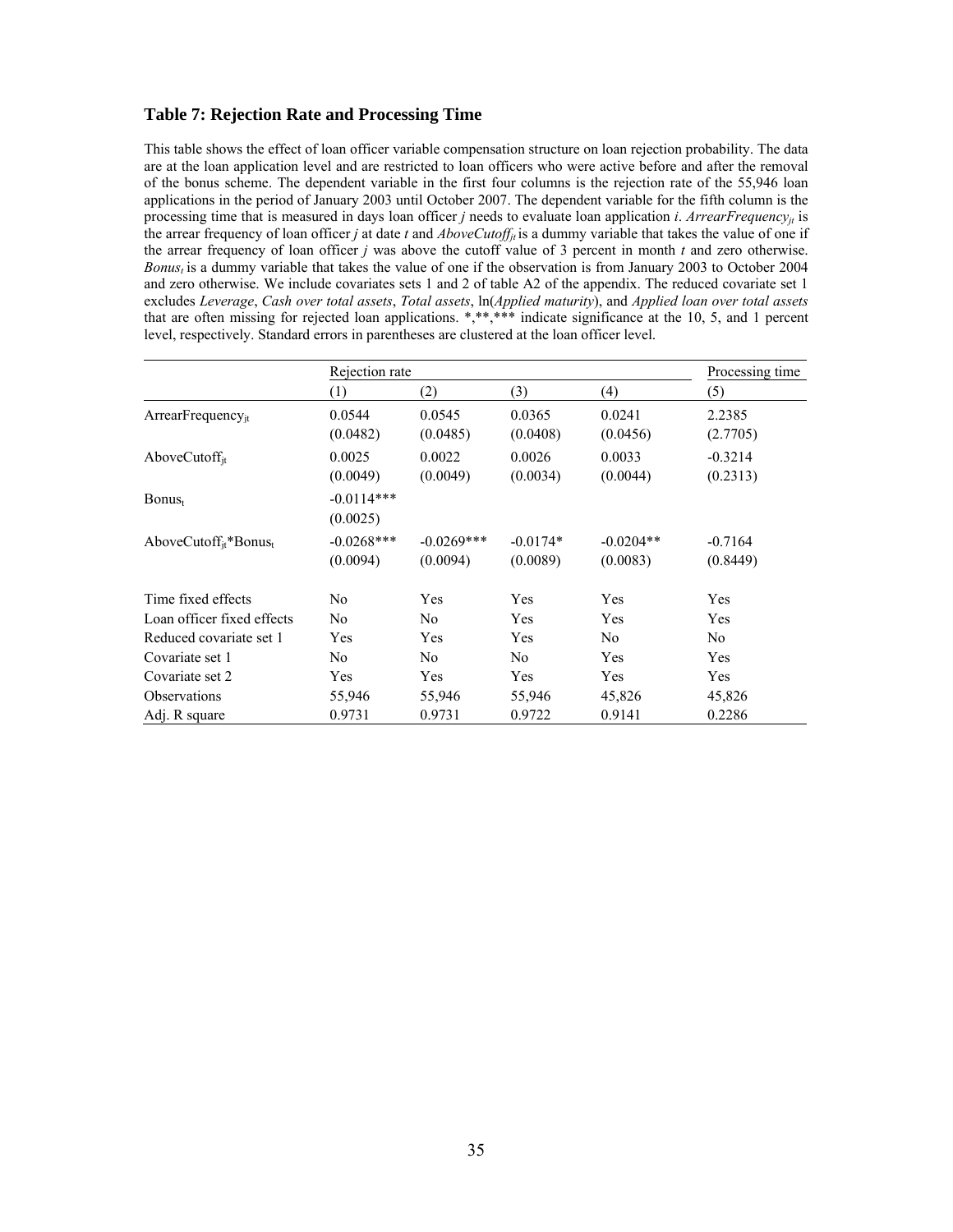### Table 7: Rejection Rate and Processing Time

This table shows the effect of loan officer variable compensation structure on loan rejection probability. The data are at the loan application level and are restricted to loan officers who were active before and after the removal of the bonus scheme. The dependent variable in the first four columns is the rejection rate of the 55,946 loan applications in the period of January 2003 until October 2007. The dependent variable for the fifth column is the processing time that is measured in days loan officer *j* needs to evaluate loan application *i*. $ArrearFrequency_{jt}$ is the arrear frequency of loan officer *j* at date *t* and $AboveCutoff_{jt}$ is a dummy variable that takes the value of one if the arrear frequency of loan officer *j* was above the cutoff value of 3 percent in month *t* and zero otherwise. $Bonus_t$ is a dummy variable that takes the value of one if the observation is from January 2003 to October 2004 and zero otherwise. We include covariates sets 1 and 2 of table A2 of the appendix. The reduced covariate set 1 excludes *Leverage*, *Cash over total assets*, *Total assets*, ln(*Applied maturity*), and *Applied loan over total assets* that are often missing for rejected loan applications. *,**,*** indicate significance at the 10, 5, and 1 percent level, respectively. Standard errors in parentheses are clustered at the loan officer level.

| | Rejection rate | | | | Processing time |
|---|---|---|---|---|---|
| | (1) | (2) | (3) | (4) | (5) |
| $ArrearFrequency_{jt}$ | 0.0544 | 0.0545 | 0.0365 | 0.0241 | 2.2385 |
| | (0.0482) | (0.0485) | (0.0408) | (0.0456) | (2.7705) |
| $AboveCutoff_{jt}$ | 0.0025 | 0.0022 | 0.0026 | 0.0033 | -0.3214 |
| | (0.0049) | (0.0049) | (0.0034) | (0.0044) | (0.2313) |
| $Bonus_t$ | -0.0114*** | | | | |
| | (0.0025) | | | | |
| $AboveCutoff_{jt}*Bonus_t$ | -0.0268*** | -0.0269*** | -0.0174* | -0.0204** | -0.7164 |
| | (0.0094) | (0.0094) | (0.0089) | (0.0083) | (0.8449) |
| Time fixed effects | No | Yes | Yes | Yes | Yes |
| Loan officer fixed effects | No | No | Yes | Yes | Yes |
| Reduced covariate set 1 | Yes | Yes | Yes | No | No |
| Covariate set 1 | No | No | No | Yes | Yes |
| Covariate set 2 | Yes | Yes | Yes | Yes | Yes |
| Observations | 55,946 | 55,946 | 55,946 | 45,826 | 45,826 |
| Adj. R square | 0.9731 | 0.9731 | 0.9722 | 0.9141 | 0.2286 |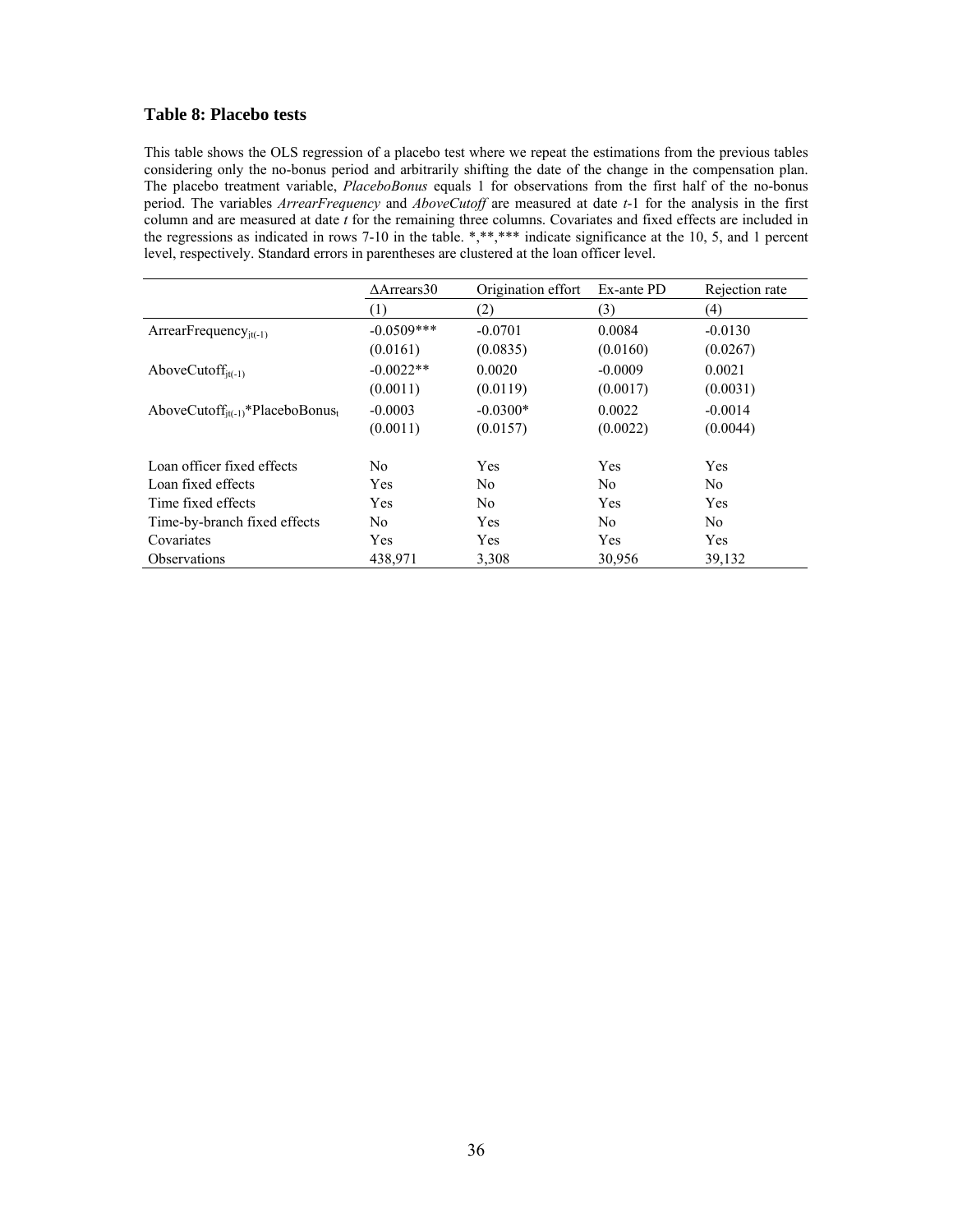### Table 8: Placebo tests

This table shows the OLS regression of a placebo test where we repeat the estimations from the previous tables considering only the no-bonus period and arbitrarily shifting the date of the change in the compensation plan. The placebo treatment variable, *PlaceboBonus* equals 1 for observations from the first half of the no-bonus period. The variables *ArrearFrequency* and *AboveCutoff* are measured at date *t*-1 for the analysis in the first column and are measured at date *t* for the remaining three columns. Covariates and fixed effects are included in the regressions as indicated in rows 7-10 in the table. *,**,*** indicate significance at the 10, 5, and 1 percent level, respectively. Standard errors in parentheses are clustered at the loan officer level.

| | ΔArrears30 | Origination effort | Ex-ante PD | Rejection rate |
|---|---|---|---|---|
| | (1) | (2) | (3) | (4) |
| $\text{ArrearFrequency}_{jt(-1)}$ | -0.0509*** | -0.0701 | 0.0084 | -0.0130 |
| | (0.0161) | (0.0835) | (0.0160) | (0.0267) |
| $\text{AboveCutoff}_{jt(-1)}$ | -0.0022** | 0.0020 | -0.0009 | 0.0021 |
| | (0.0011) | (0.0119) | (0.0017) | (0.0031) |
| $\text{AboveCutoff}_{jt(-1)}\text{*PlaceboBonus}_t$ | -0.0003 | -0.0300* | 0.0022 | -0.0014 |
| | (0.0011) | (0.0157) | (0.0022) | (0.0044) |
| Loan officer fixed effects | No | Yes | Yes | Yes |
| Loan fixed effects | Yes | No | No | No |
| Time fixed effects | Yes | No | Yes | Yes |
| Time-by-branch fixed effects | No | Yes | No | No |
| Covariates | Yes | Yes | Yes | Yes |
| Observations | 438,971 | 3,308 | 30,956 | 39,132 |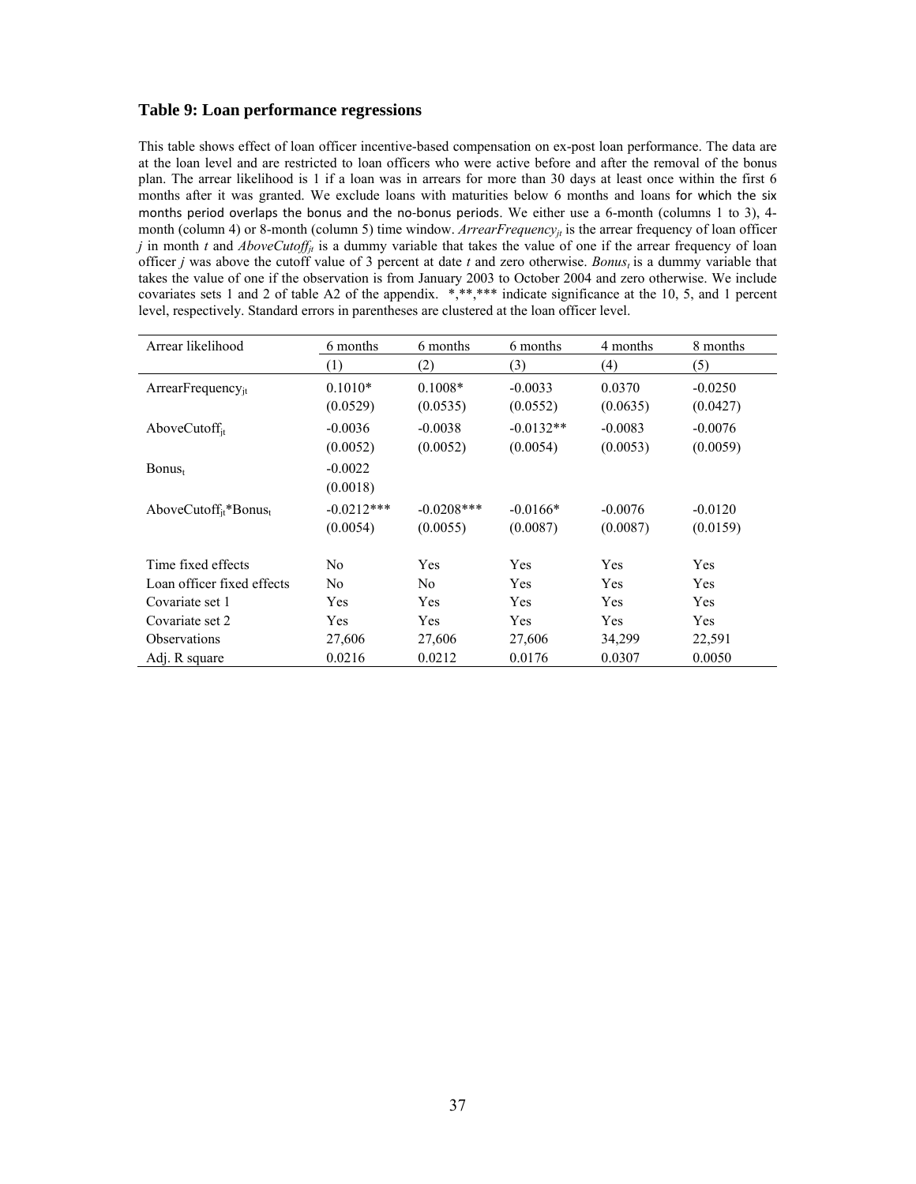### Table 9: Loan performance regressions

This table shows effect of loan officer incentive-based compensation on ex-post loan performance. The data are at the loan level and are restricted to loan officers who were active before and after the removal of the bonus plan. The arrear likelihood is 1 if a loan was in arrears for more than 30 days at least once within the first 6 months after it was granted. We exclude loans with maturities below 6 months and loans for which the six months period overlaps the bonus and the no-bonus periods. We either use a 6-month (columns 1 to 3), 4-month (column 4) or 8-month (column 5) time window. $ArrearFrequency_{jt}$ is the arrear frequency of loan officer $j$ in month $t$ and $AboveCutoff_{jt}$ is a dummy variable that takes the value of one if the arrear frequency of loan officer $j$ was above the cutoff value of 3 percent at date $t$ and zero otherwise. $Bonus_t$ is a dummy variable that takes the value of one if the observation is from January 2003 to October 2004 and zero otherwise. We include covariates sets 1 and 2 of table A2 of the appendix. *,**,*** indicate significance at the 10, 5, and 1 percent level, respectively. Standard errors in parentheses are clustered at the loan officer level.

| Arrear likelihood | 6 months | 6 months | 6 months | 4 months | 8 months |
|---|---|---|---|---|---|
| | (1) | (2) | (3) | (4) | (5) |
| $ArrearFrequency_{jt}$ | 0.1010* | 0.1008* | -0.0033 | 0.0370 | -0.0250 |
| | (0.0529) | (0.0535) | (0.0552) | (0.0635) | (0.0427) |
| $AboveCutoff_{jt}$ | -0.0036 | -0.0038 | -0.0132** | -0.0083 | -0.0076 |
| | (0.0052) | (0.0052) | (0.0054) | (0.0053) | (0.0059) |
| $Bonus_t$ | -0.0022 | | | | |
| | (0.0018) | | | | |
| $AboveCutoff_{jt}$*$Bonus_t$ | -0.0212*** | -0.0208*** | -0.0166* | -0.0076 | -0.0120 |
| | (0.0054) | (0.0055) | (0.0087) | (0.0087) | (0.0159) |
| Time fixed effects | No | Yes | Yes | Yes | Yes |
| Loan officer fixed effects | No | No | Yes | Yes | Yes |
| Covariate set 1 | Yes | Yes | Yes | Yes | Yes |
| Covariate set 2 | Yes | Yes | Yes | Yes | Yes |
| Observations | 27,606 | 27,606 | 27,606 | 34,299 | 22,591 |
| Adj. R square | 0.0216 | 0.0212 | 0.0176 | 0.0307 | 0.0050 |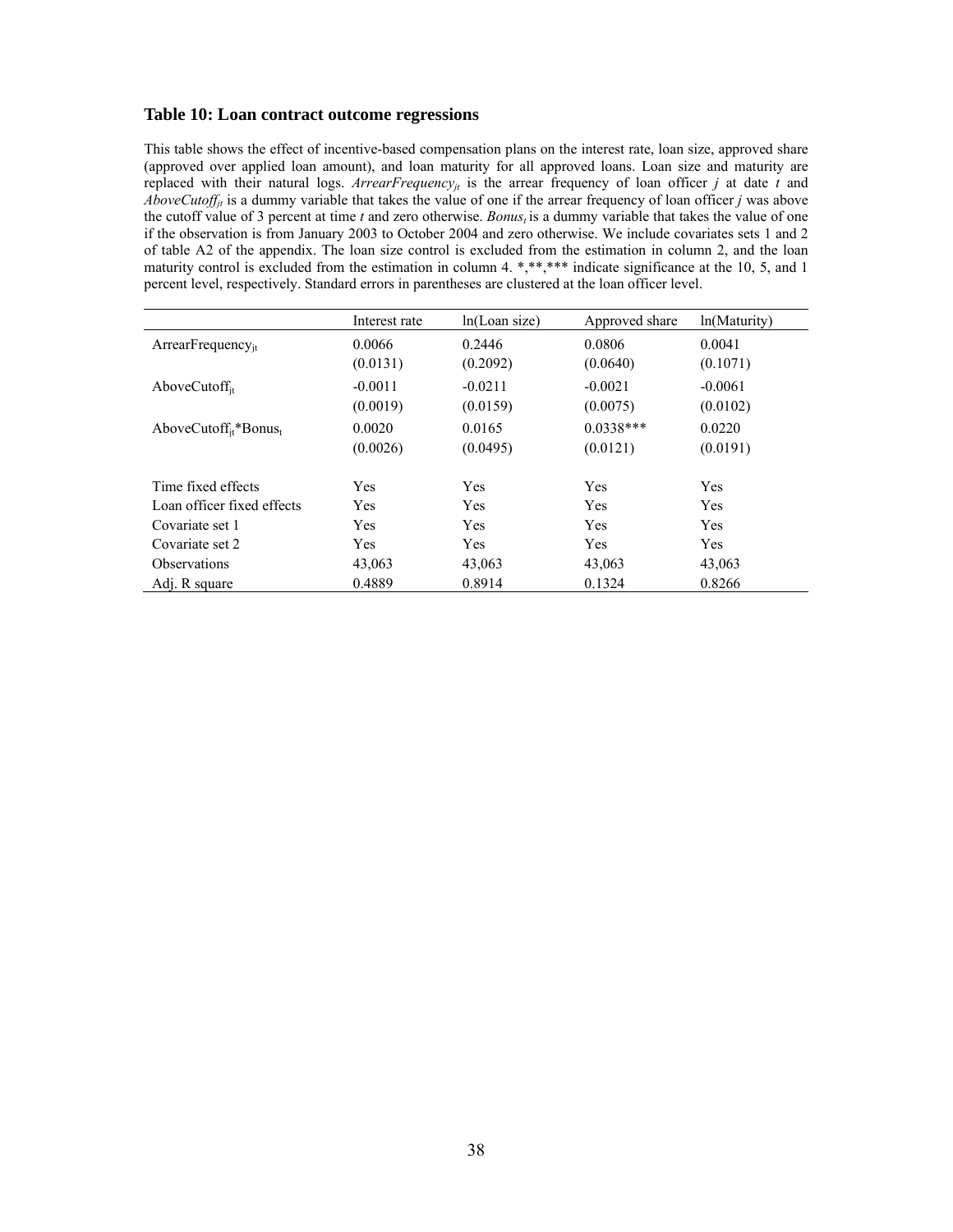### Table 10: Loan contract outcome regressions

This table shows the effect of incentive-based compensation plans on the interest rate, loan size, approved share (approved over applied loan amount), and loan maturity for all approved loans. Loan size and maturity are replaced with their natural logs. $ArrearFrequency_{jt}$ is the arrear frequency of loan officer $j$ at date $t$ and $AboveCutoff_{jt}$ is a dummy variable that takes the value of one if the arrear frequency of loan officer $j$ was above the cutoff value of 3 percent at time $t$ and zero otherwise. $Bonus_t$ is a dummy variable that takes the value of one if the observation is from January 2003 to October 2004 and zero otherwise. We include covariates sets 1 and 2 of table A2 of the appendix. The loan size control is excluded from the estimation in column 2, and the loan maturity control is excluded from the estimation in column 4. *,**,*** indicate significance at the 10, 5, and 1 percent level, respectively. Standard errors in parentheses are clustered at the loan officer level.

| | Interest rate | ln(Loan size) | Approved share | ln(Maturity) |
|---|---|---|---|---|
| $ArrearFrequency_{jt}$ | 0.0066 | 0.2446 | 0.0806 | 0.0041 |
| | (0.0131) | (0.2092) | (0.0640) | (0.1071) |
| $AboveCutoff_{jt}$ | -0.0011 | -0.0211 | -0.0021 | -0.0061 |
| | (0.0019) | (0.0159) | (0.0075) | (0.0102) |
| $AboveCutoff_{jt}$*$Bonus_t$ | 0.0020 | 0.0165 | 0.0338*** | 0.0220 |
| | (0.0026) | (0.0495) | (0.0121) | (0.0191) |
| Time fixed effects | Yes | Yes | Yes | Yes |
| Loan officer fixed effects | Yes | Yes | Yes | Yes |
| Covariate set 1 | Yes | Yes | Yes | Yes |
| Covariate set 2 | Yes | Yes | Yes | Yes |
| Observations | 43,063 | 43,063 | 43,063 | 43,063 |
| Adj. R square | 0.4889 | 0.8914 | 0.1324 | 0.8266 |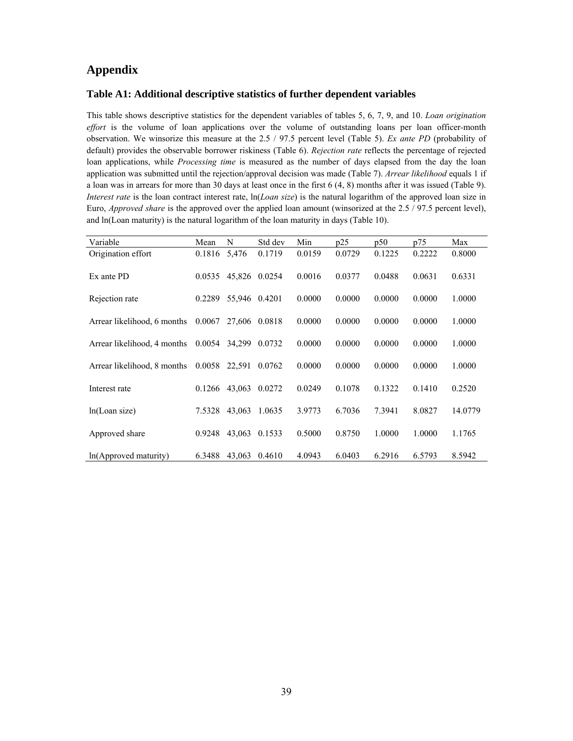# Appendix

## Table A1: Additional descriptive statistics of further dependent variables

This table shows descriptive statistics for the dependent variables of tables 5, 6, 7, 9, and 10. *Loan origination effort* is the volume of loan applications over the volume of outstanding loans per loan officer-month observation. We winsorize this measure at the 2.5 / 97.5 percent level (Table 5). *Ex ante PD* (probability of default) provides the observable borrower riskiness (Table 6). *Rejection rate* reflects the percentage of rejected loan applications, while *Processing time* is measured as the number of days elapsed from the day the loan application was submitted until the rejection/approval decision was made (Table 7). *Arrear likelihood* equals 1 if a loan was in arrears for more than 30 days at least once in the first 6 (4, 8) months after it was issued (Table 9). *Interest rate* is the loan contract interest rate, ln(*Loan size*) is the natural logarithm of the approved loan size in Euro, *Approved share* is the approved over the applied loan amount (winsorized at the 2.5 / 97.5 percent level), and ln(Loan maturity) is the natural logarithm of the loan maturity in days (Table 10).

| Variable | Mean | N | Std dev | Min | p25 | p50 | p75 | Max |
|---|---|---|---|---|---|---|---|---|
| Origination effort | 0.1816 | 5,476 | 0.1719 | 0.0159 | 0.0729 | 0.1225 | 0.2222 | 0.8000 |
| Ex ante PD | 0.0535 | 45,826 | 0.0254 | 0.0016 | 0.0377 | 0.0488 | 0.0631 | 0.6331 |
| Rejection rate | 0.2289 | 55,946 | 0.4201 | 0.0000 | 0.0000 | 0.0000 | 0.0000 | 1.0000 |
| Arrear likelihood, 6 months | 0.0067 | 27,606 | 0.0818 | 0.0000 | 0.0000 | 0.0000 | 0.0000 | 1.0000 |
| Arrear likelihood, 4 months | 0.0054 | 34,299 | 0.0732 | 0.0000 | 0.0000 | 0.0000 | 0.0000 | 1.0000 |
| Arrear likelihood, 8 months | 0.0058 | 22,591 | 0.0762 | 0.0000 | 0.0000 | 0.0000 | 0.0000 | 1.0000 |
| Interest rate | 0.1266 | 43,063 | 0.0272 | 0.0249 | 0.1078 | 0.1322 | 0.1410 | 0.2520 |
| ln(Loan size) | 7.5328 | 43,063 | 1.0635 | 3.9773 | 6.7036 | 7.3941 | 8.0827 | 14.0779 |
| Approved share | 0.9248 | 43,063 | 0.1533 | 0.5000 | 0.8750 | 1.0000 | 1.0000 | 1.1765 |
| ln(Approved maturity) | 6.3488 | 43,063 | 0.4610 | 4.0943 | 6.0403 | 6.2916 | 6.5793 | 8.5942 |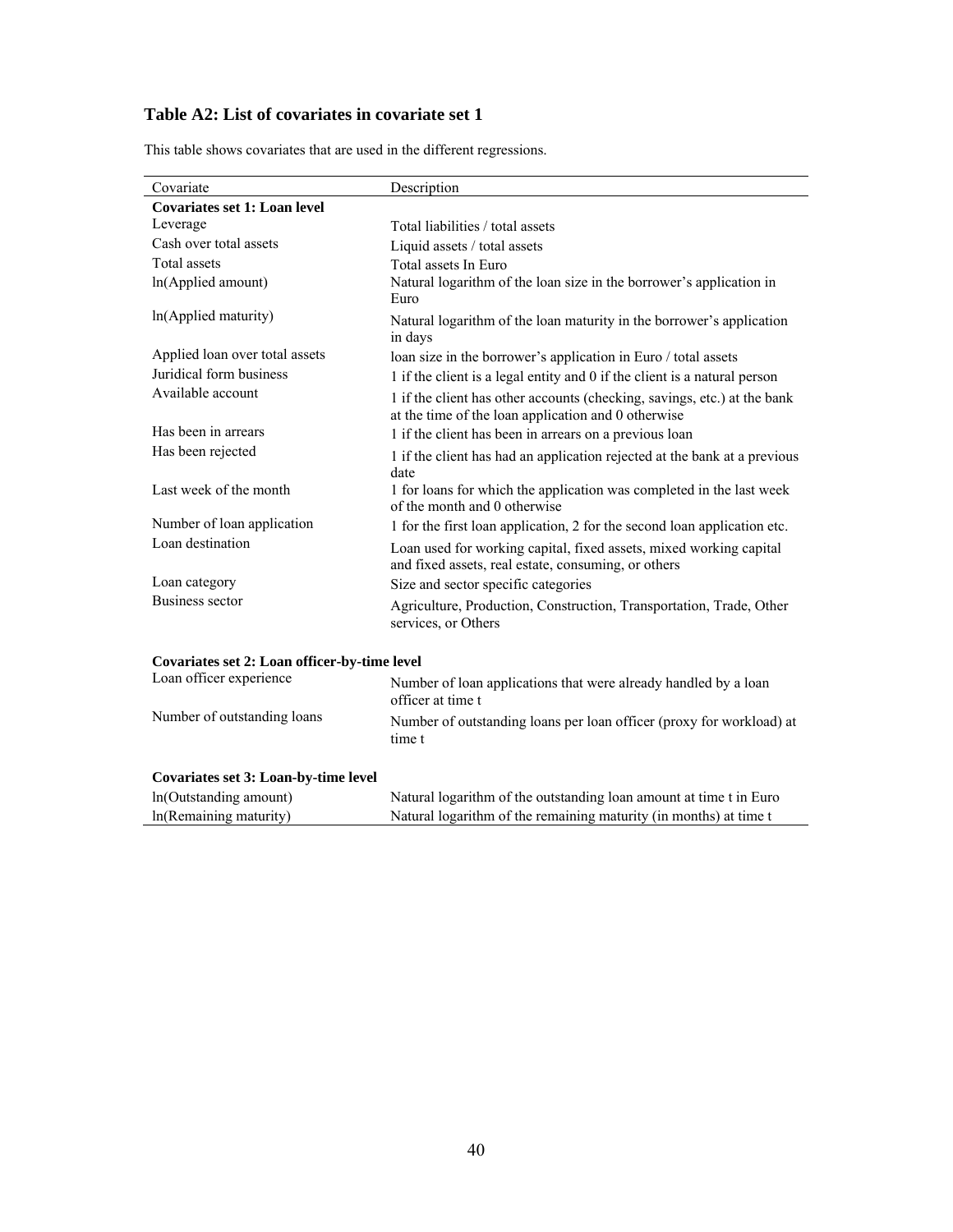### Table A2: List of covariates in covariate set 1

This table shows covariates that are used in the different regressions.

| Covariate | Description |
|---|---|
| **Covariates set 1: Loan level** | |
| Leverage | Total liabilities / total assets |
| Cash over total assets | Liquid assets / total assets |
| Total assets | Total assets In Euro |
| ln(Applied amount) | Natural logarithm of the loan size in the borrower's application in Euro |
| ln(Applied maturity) | Natural logarithm of the loan maturity in the borrower's application in days |
| Applied loan over total assets | loan size in the borrower's application in Euro / total assets |
| Juridical form business | 1 if the client is a legal entity and 0 if the client is a natural person |
| Available account | 1 if the client has other accounts (checking, savings, etc.) at the bank at the time of the loan application and 0 otherwise |
| Has been in arrears | 1 if the client has been in arrears on a previous loan |
| Has been rejected | 1 if the client has had an application rejected at the bank at a previous date |
| Last week of the month | 1 for loans for which the application was completed in the last week of the month and 0 otherwise |
| Number of loan application | 1 for the first loan application, 2 for the second loan application etc. |
| Loan destination | Loan used for working capital, fixed assets, mixed working capital and fixed assets, real estate, consuming, or others |
| Loan category | Size and sector specific categories |
| Business sector | Agriculture, Production, Construction, Transportation, Trade, Other services, or Others |
| **Covariates set 2: Loan officer-by-time level** | |
| Loan officer experience | Number of loan applications that were already handled by a loan officer at time t |
| Number of outstanding loans | Number of outstanding loans per loan officer (proxy for workload) at time t |
| **Covariates set 3: Loan-by-time level** | |
| ln(Outstanding amount) | Natural logarithm of the outstanding loan amount at time t in Euro |
| ln(Remaining maturity) | Natural logarithm of the remaining maturity (in months) at time t |